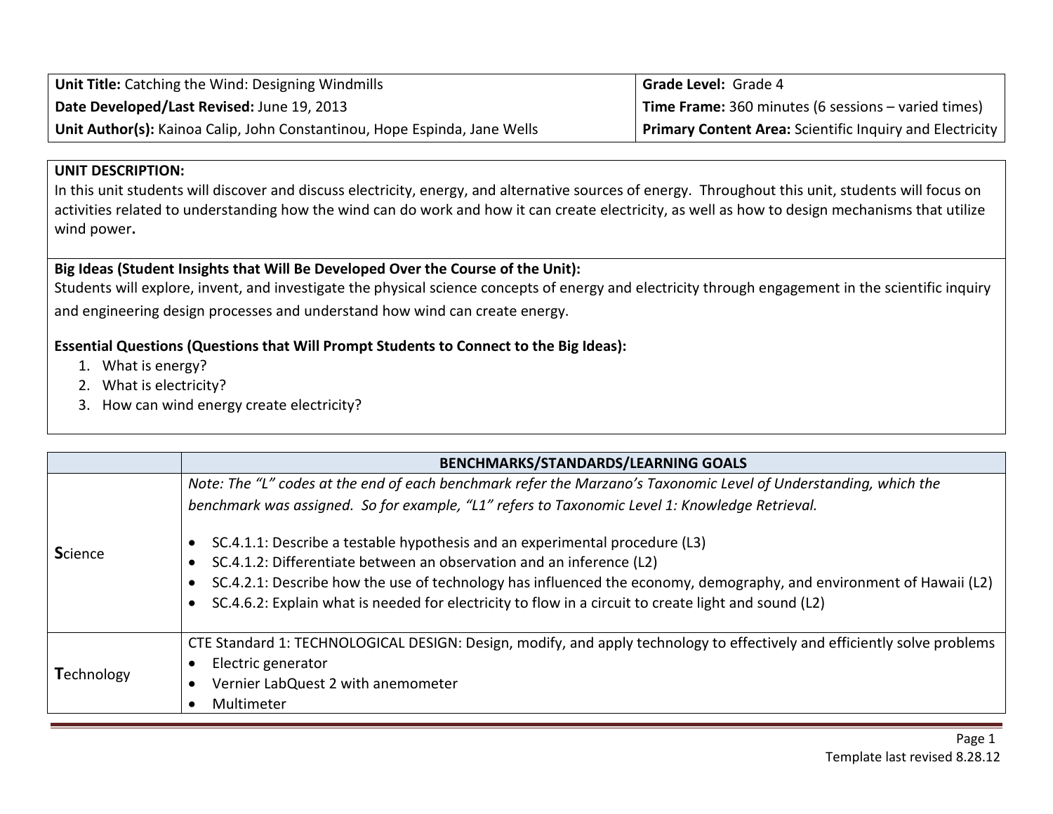| **Unit Title:** Catching the Wind: Designing Windmills | **Grade Level:** Grade 4 |
| --- | --- |
| **Date Developed/Last Revised:** June 19, 2013 | **Time Frame:** 360 minutes (6 sessions – varied times) |
| **Unit Author(s):** Kainoa Calip, John Constantinou, Hope Espinda, Jane Wells | **Primary Content Area:** Scientific Inquiry and Electricity |

**UNIT DESCRIPTION:**
In this unit students will discover and discuss electricity, energy, and alternative sources of energy. Throughout this unit, students will focus on activities related to understanding how the wind can do work and how it can create electricity, as well as how to design mechanisms that utilize wind power**.**

**Big Ideas (Student Insights that Will Be Developed Over the Course of the Unit):**
Students will explore, invent, and investigate the physical science concepts of energy and electricity through engagement in the scientific inquiry and engineering design processes and understand how wind can create energy.

**Essential Questions (Questions that Will Prompt Students to Connect to the Big Ideas):**

1. What is energy?
2. What is electricity?
3. How can wind energy create electricity?

| | **BENCHMARKS/STANDARDS/LEARNING GOALS** |
| --- | --- |
| **S**cience | *Note: The "L" codes at the end of each benchmark refer the Marzano's Taxonomic Level of Understanding, which the benchmark was assigned. So for example, "L1" refers to Taxonomic Level 1: Knowledge Retrieval.*<br><br>• SC.4.1.1: Describe a testable hypothesis and an experimental procedure (L3)<br>• SC.4.1.2: Differentiate between an observation and an inference (L2)<br>• SC.4.2.1: Describe how the use of technology has influenced the economy, demography, and environment of Hawaii (L2)<br>• SC.4.6.2: Explain what is needed for electricity to flow in a circuit to create light and sound (L2) |
| **T**echnology | CTE Standard 1: TECHNOLOGICAL DESIGN: Design, modify, and apply technology to effectively and efficiently solve problems<br>• Electric generator<br>• Vernier LabQuest 2 with anemometer<br>• Multimeter |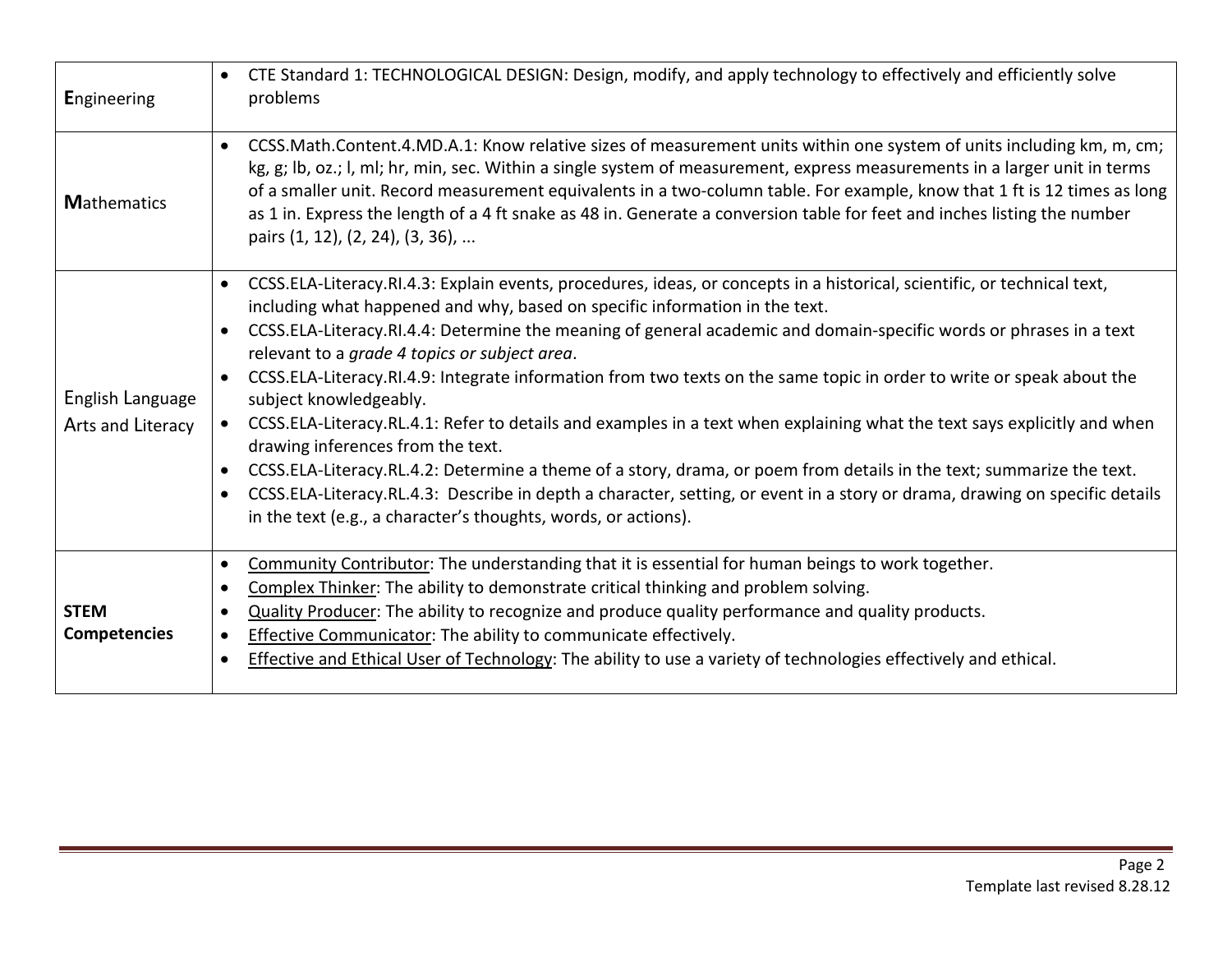| | |
|---|---|
| **E**ngineering | • CTE Standard 1: TECHNOLOGICAL DESIGN: Design, modify, and apply technology to effectively and efficiently solve problems |
| **M**athematics | • CCSS.Math.Content.4.MD.A.1: Know relative sizes of measurement units within one system of units including km, m, cm; kg, g; lb, oz.; l, ml; hr, min, sec. Within a single system of measurement, express measurements in a larger unit in terms of a smaller unit. Record measurement equivalents in a two-column table. For example, know that 1 ft is 12 times as long as 1 in. Express the length of a 4 ft snake as 48 in. Generate a conversion table for feet and inches listing the number pairs (1, 12), (2, 24), (3, 36), ... |
| English Language Arts and Literacy | • CCSS.ELA-Literacy.RI.4.3: Explain events, procedures, ideas, or concepts in a historical, scientific, or technical text, including what happened and why, based on specific information in the text.<br>• CCSS.ELA-Literacy.RI.4.4: Determine the meaning of general academic and domain-specific words or phrases in a text relevant to a *grade 4 topics or subject area*.<br>• CCSS.ELA-Literacy.RI.4.9: Integrate information from two texts on the same topic in order to write or speak about the subject knowledgeably.<br>• CCSS.ELA-Literacy.RL.4.1: Refer to details and examples in a text when explaining what the text says explicitly and when drawing inferences from the text.<br>• CCSS.ELA-Literacy.RL.4.2: Determine a theme of a story, drama, or poem from details in the text; summarize the text.<br>• CCSS.ELA-Literacy.RL.4.3: Describe in depth a character, setting, or event in a story or drama, drawing on specific details in the text (e.g., a character's thoughts, words, or actions). |
| **STEM Competencies** | • <u>Community Contributor</u>: The understanding that it is essential for human beings to work together.<br>• <u>Complex Thinker</u>: The ability to demonstrate critical thinking and problem solving.<br>• <u>Quality Producer</u>: The ability to recognize and produce quality performance and quality products.<br>• <u>Effective Communicator</u>: The ability to communicate effectively.<br>• <u>Effective and Ethical User of Technology</u>: The ability to use a variety of technologies effectively and ethical. |

Template last revised 8.28.12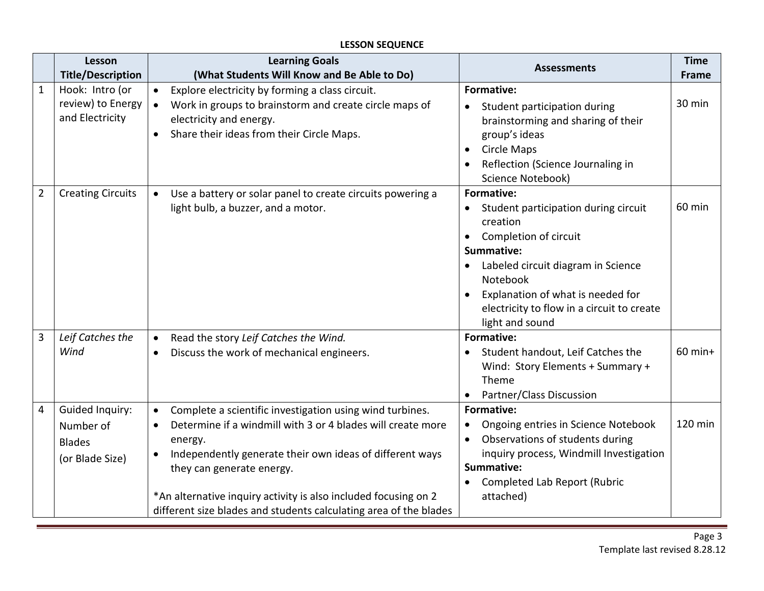**LESSON SEQUENCE**

| | Lesson Title/Description | Learning Goals (What Students Will Know and Be Able to Do) | Assessments | Time Frame |
|---|---|---|---|---|
| 1 | Hook: Intro (or review) to Energy and Electricity | • Explore electricity by forming a class circuit.<br>• Work in groups to brainstorm and create circle maps of electricity and energy.<br>• Share their ideas from their Circle Maps. | **Formative:**<br>• Student participation during brainstorming and sharing of their group's ideas<br>• Circle Maps<br>• Reflection (Science Journaling in Science Notebook) | 30 min |
| 2 | Creating Circuits | • Use a battery or solar panel to create circuits powering a light bulb, a buzzer, and a motor. | **Formative:**<br>• Student participation during circuit creation<br>• Completion of circuit<br>**Summative:**<br>• Labeled circuit diagram in Science Notebook<br>• Explanation of what is needed for electricity to flow in a circuit to create light and sound | 60 min |
| 3 | *Leif Catches the Wind* | • Read the story *Leif Catches the Wind.*<br>• Discuss the work of mechanical engineers. | **Formative:**<br>• Student handout, Leif Catches the Wind: Story Elements + Summary + Theme<br>• Partner/Class Discussion | 60 min+ |
| 4 | Guided Inquiry: Number of Blades (or Blade Size) | • Complete a scientific investigation using wind turbines.<br>• Determine if a windmill with 3 or 4 blades will create more energy.<br>• Independently generate their own ideas of different ways they can generate energy.<br><br>*An alternative inquiry activity is also included focusing on 2 different size blades and students calculating area of the blades | **Formative:**<br>• Ongoing entries in Science Notebook<br>• Observations of students during inquiry process, Windmill Investigation<br>**Summative:**<br>• Completed Lab Report (Rubric attached) | 120 min |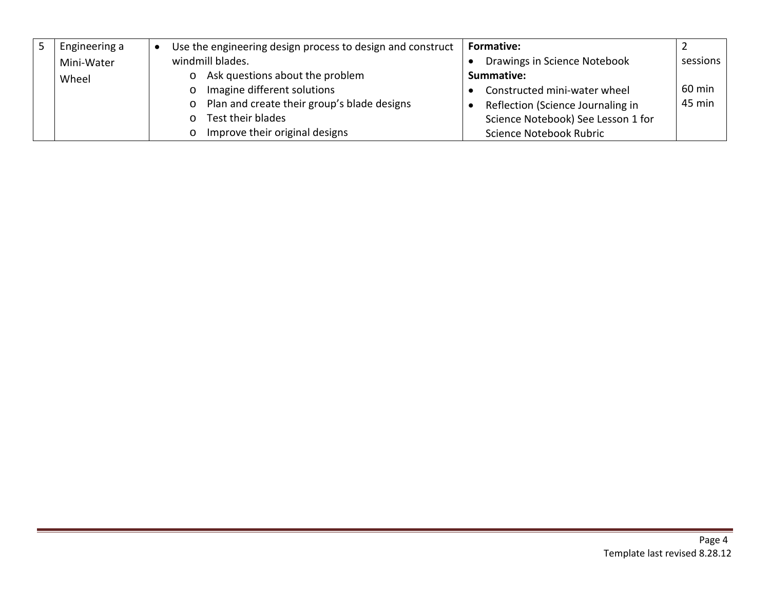| 5 | Engineering a Mini-Water Wheel | • Use the engineering design process to design and construct windmill blades.<br>o Ask questions about the problem<br>o Imagine different solutions<br>o Plan and create their group's blade designs<br>o Test their blades<br>o Improve their original designs | **Formative:**<br>• Drawings in Science Notebook<br>**Summative:**<br>• Constructed mini-water wheel<br>• Reflection (Science Journaling in Science Notebook) See Lesson 1 for Science Notebook Rubric | 2 sessions<br><br>60 min<br>45 min |
|---|---|---|---|---|

Template last revised 8.28.12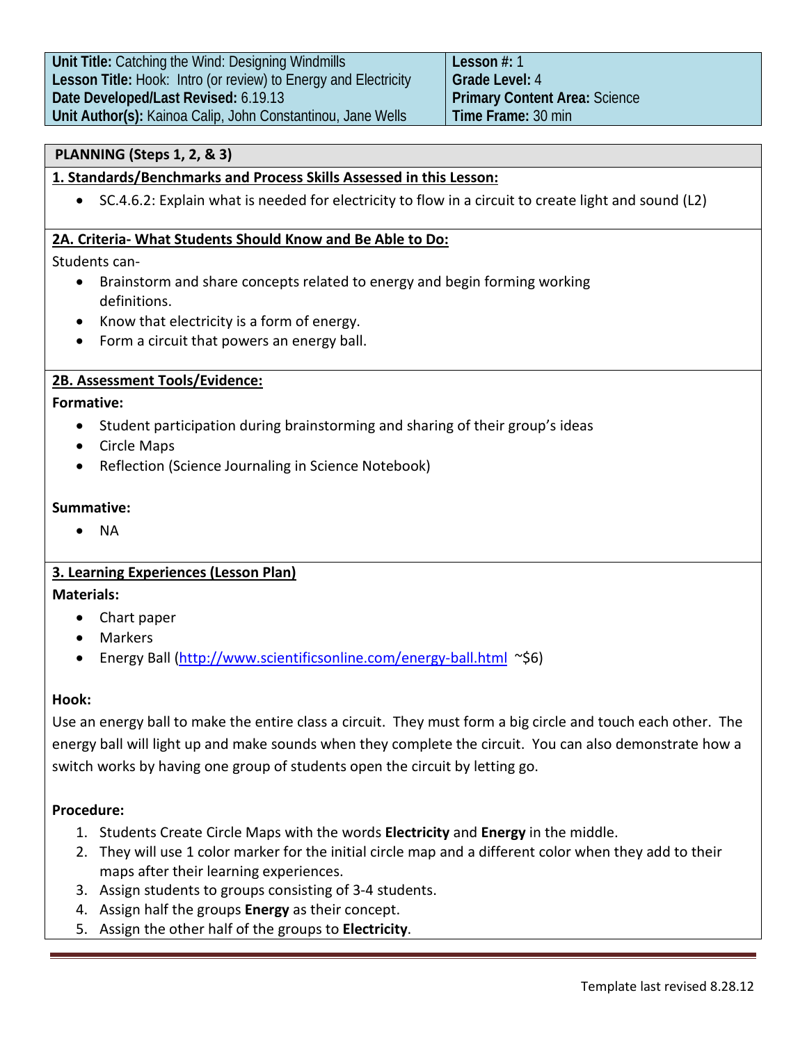| **Unit Title:** Catching the Wind: Designing Windmills<br>**Lesson Title:** Hook: Intro (or review) to Energy and Electricity<br>**Date Developed/Last Revised:** 6.19.13<br>**Unit Author(s):** Kainoa Calip, John Constantinou, Jane Wells | **Lesson #:** 1<br>**Grade Level:** 4<br>**Primary Content Area:** Science<br>**Time Frame:** 30 min |
|---|---|

## PLANNING (Steps 1, 2, & 3)

### 1. Standards/Benchmarks and Process Skills Assessed in this Lesson:

- SC.4.6.2: Explain what is needed for electricity to flow in a circuit to create light and sound (L2)

### 2A. Criteria- What Students Should Know and Be Able to Do:

Students can-

- Brainstorm and share concepts related to energy and begin forming working definitions.
- Know that electricity is a form of energy.
- Form a circuit that powers an energy ball.

### 2B. Assessment Tools/Evidence:

**Formative:**

- Student participation during brainstorming and sharing of their group's ideas
- Circle Maps
- Reflection (Science Journaling in Science Notebook)

**Summative:**

- NA

### 3. Learning Experiences (Lesson Plan)

**Materials:**

- Chart paper
- Markers
- Energy Ball (http://www.scientificsonline.com/energy-ball.html ~$6)

**Hook:**

Use an energy ball to make the entire class a circuit. They must form a big circle and touch each other. The energy ball will light up and make sounds when they complete the circuit. You can also demonstrate how a switch works by having one group of students open the circuit by letting go.

**Procedure:**

1. Students Create Circle Maps with the words **Electricity** and **Energy** in the middle.
2. They will use 1 color marker for the initial circle map and a different color when they add to their maps after their learning experiences.
3. Assign students to groups consisting of 3-4 students.
4. Assign half the groups **Energy** as their concept.
5. Assign the other half of the groups to **Electricity**.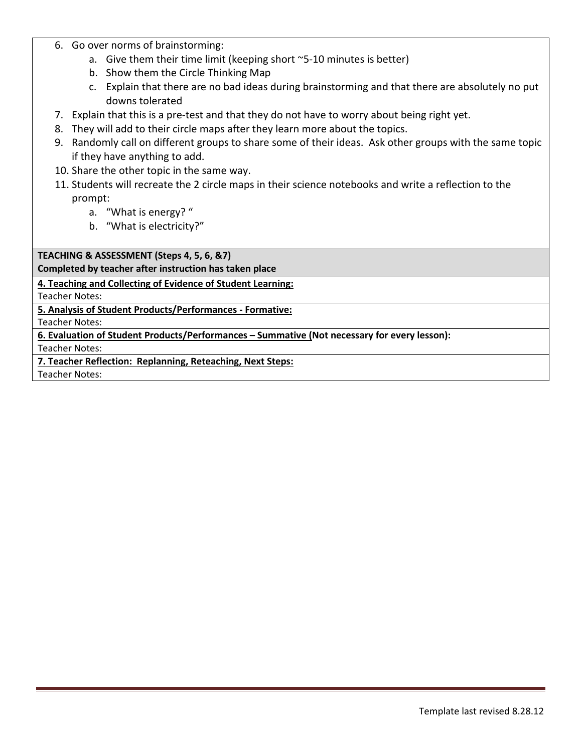6. Go over norms of brainstorming:
   a. Give them their time limit (keeping short ~5-10 minutes is better)
   b. Show them the Circle Thinking Map
   c. Explain that there are no bad ideas during brainstorming and that there are absolutely no put downs tolerated
7. Explain that this is a pre-test and that they do not have to worry about being right yet.
8. They will add to their circle maps after they learn more about the topics.
9. Randomly call on different groups to share some of their ideas. Ask other groups with the same topic if they have anything to add.
10. Share the other topic in the same way.
11. Students will recreate the 2 circle maps in their science notebooks and write a reflection to the prompt:
    a. "What is energy? "
    b. "What is electricity?"

**TEACHING & ASSESSMENT (Steps 4, 5, 6, &7)**
**Completed by teacher after instruction has taken place**

**4. Teaching and Collecting of Evidence of Student Learning:**

Teacher Notes:

**5. Analysis of Student Products/Performances - Formative:**

Teacher Notes:

**6. Evaluation of Student Products/Performances – Summative (Not necessary for every lesson):**

Teacher Notes:

**7. Teacher Reflection: Replanning, Reteaching, Next Steps:**

Teacher Notes:

Template last revised 8.28.12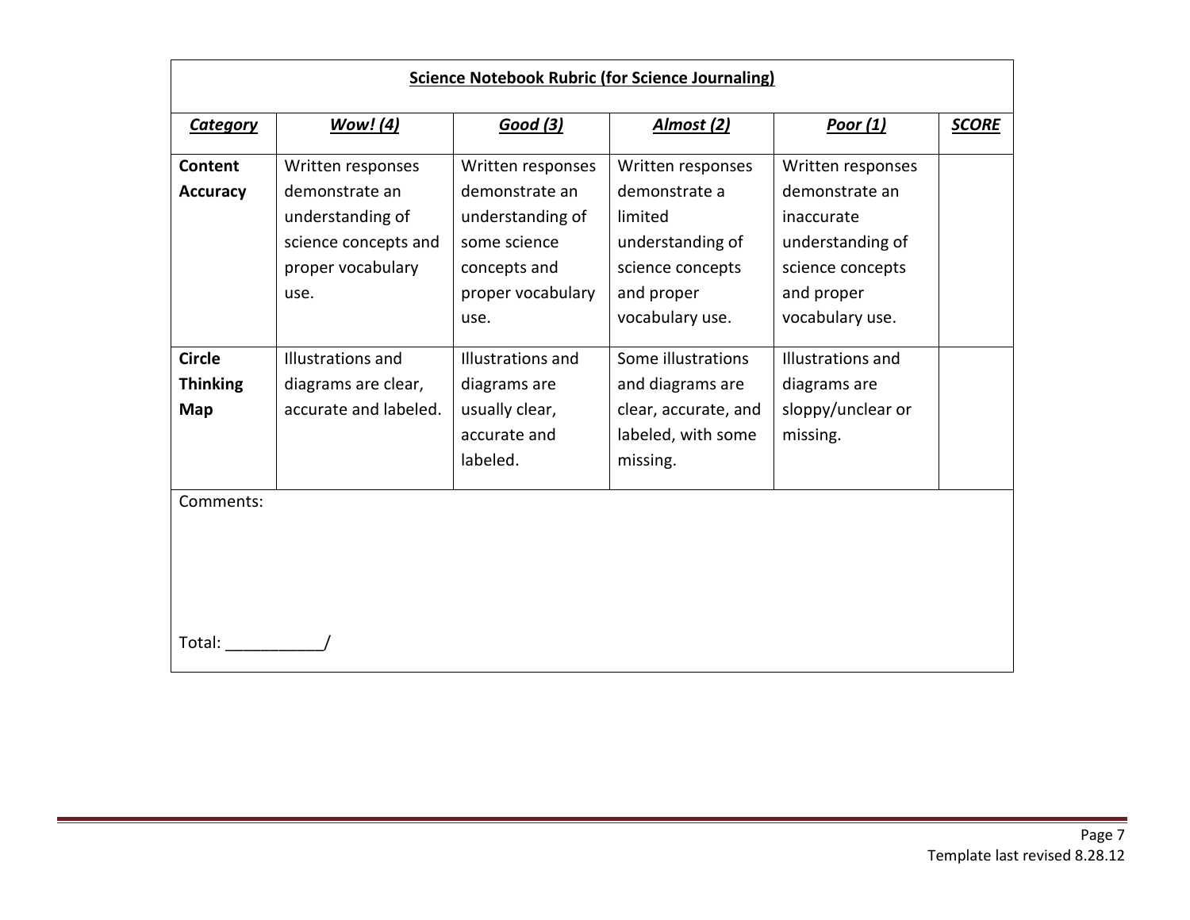**Science Notebook Rubric (for Science Journaling)**

| ***Category*** | ***Wow! (4)*** | ***Good (3)*** | ***Almost (2)*** | ***Poor (1)*** | ***SCORE*** |
|---|---|---|---|---|---|
| **Content Accuracy** | Written responses demonstrate an understanding of science concepts and proper vocabulary use. | Written responses demonstrate an understanding of some science concepts and proper vocabulary use. | Written responses demonstrate a limited understanding of science concepts and proper vocabulary use. | Written responses demonstrate an inaccurate understanding of science concepts and proper vocabulary use. | |
| **Circle Thinking Map** | Illustrations and diagrams are clear, accurate and labeled. | Illustrations and diagrams are usually clear, accurate and labeled. | Some illustrations and diagrams are clear, accurate, and labeled, with some missing. | Illustrations and diagrams are sloppy/unclear or missing. | |

Comments:

Total: ___________/

Template last revised 8.28.12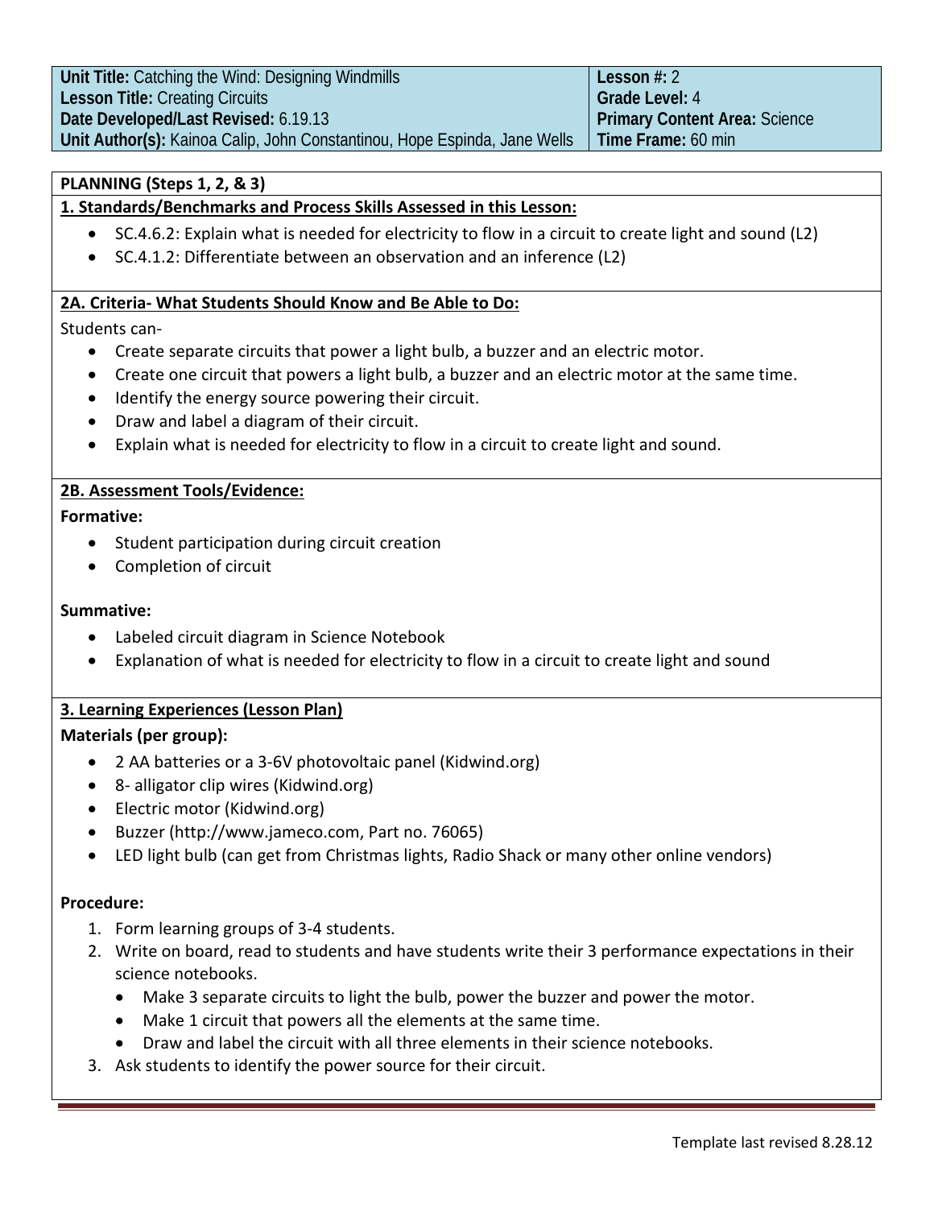| Unit Title: Catching the Wind: Designing Windmills | Lesson #: 2 |
| --- | --- |
| Lesson Title: Creating Circuits | Grade Level: 4 |
| Date Developed/Last Revised: 6.19.13 | Primary Content Area: Science |
| Unit Author(s): Kainoa Calip, John Constantinou, Hope Espinda, Jane Wells | Time Frame: 60 min |

## PLANNING (Steps 1, 2, & 3)

### 1. Standards/Benchmarks and Process Skills Assessed in this Lesson:

- SC.4.6.2: Explain what is needed for electricity to flow in a circuit to create light and sound (L2)
- SC.4.1.2: Differentiate between an observation and an inference (L2)

### 2A. Criteria- What Students Should Know and Be Able to Do:

Students can-

- Create separate circuits that power a light bulb, a buzzer and an electric motor.
- Create one circuit that powers a light bulb, a buzzer and an electric motor at the same time.
- Identify the energy source powering their circuit.
- Draw and label a diagram of their circuit.
- Explain what is needed for electricity to flow in a circuit to create light and sound.

### 2B. Assessment Tools/Evidence:

**Formative:**

- Student participation during circuit creation
- Completion of circuit

**Summative:**

- Labeled circuit diagram in Science Notebook
- Explanation of what is needed for electricity to flow in a circuit to create light and sound

### 3. Learning Experiences (Lesson Plan)

**Materials (per group):**

- 2 AA batteries or a 3-6V photovoltaic panel (Kidwind.org)
- 8- alligator clip wires (Kidwind.org)
- Electric motor (Kidwind.org)
- Buzzer (http://www.jameco.com, Part no. 76065)
- LED light bulb (can get from Christmas lights, Radio Shack or many other online vendors)

**Procedure:**

1. Form learning groups of 3-4 students.
2. Write on board, read to students and have students write their 3 performance expectations in their science notebooks.
   - Make 3 separate circuits to light the bulb, power the buzzer and power the motor.
   - Make 1 circuit that powers all the elements at the same time.
   - Draw and label the circuit with all three elements in their science notebooks.
3. Ask students to identify the power source for their circuit.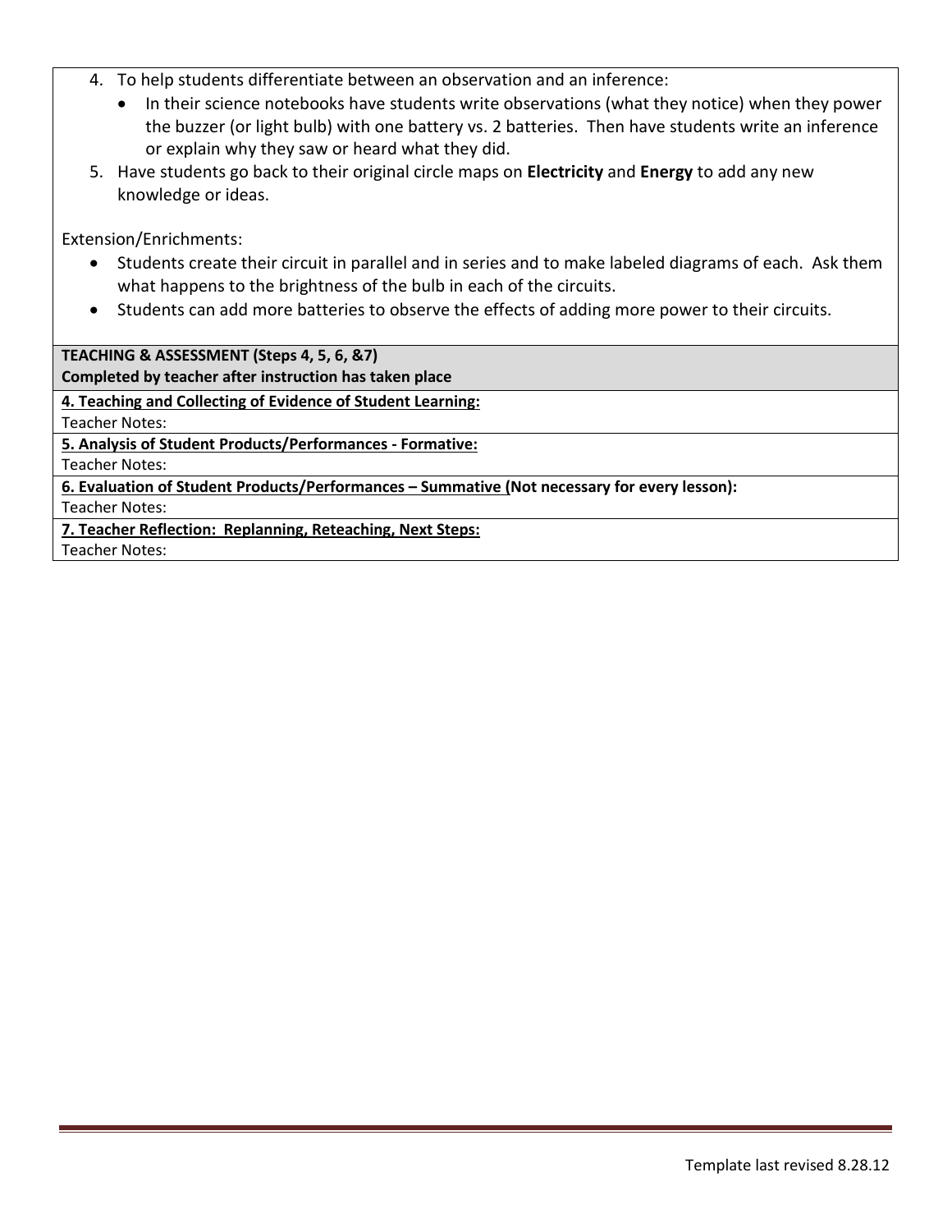4. To help students differentiate between an observation and an inference:
   - In their science notebooks have students write observations (what they notice) when they power the buzzer (or light bulb) with one battery vs. 2 batteries. Then have students write an inference or explain why they saw or heard what they did.
5. Have students go back to their original circle maps on **Electricity** and **Energy** to add any new knowledge or ideas.

Extension/Enrichments:

- Students create their circuit in parallel and in series and to make labeled diagrams of each. Ask them what happens to the brightness of the bulb in each of the circuits.
- Students can add more batteries to observe the effects of adding more power to their circuits.

**TEACHING & ASSESSMENT (Steps 4, 5, 6, &7)**
**Completed by teacher after instruction has taken place**

**4. Teaching and Collecting of Evidence of Student Learning:**
Teacher Notes:

**5. Analysis of Student Products/Performances - Formative:**
Teacher Notes:

**6. Evaluation of Student Products/Performances – Summative (Not necessary for every lesson):**
Teacher Notes:

**7. Teacher Reflection: Replanning, Reteaching, Next Steps:**
Teacher Notes: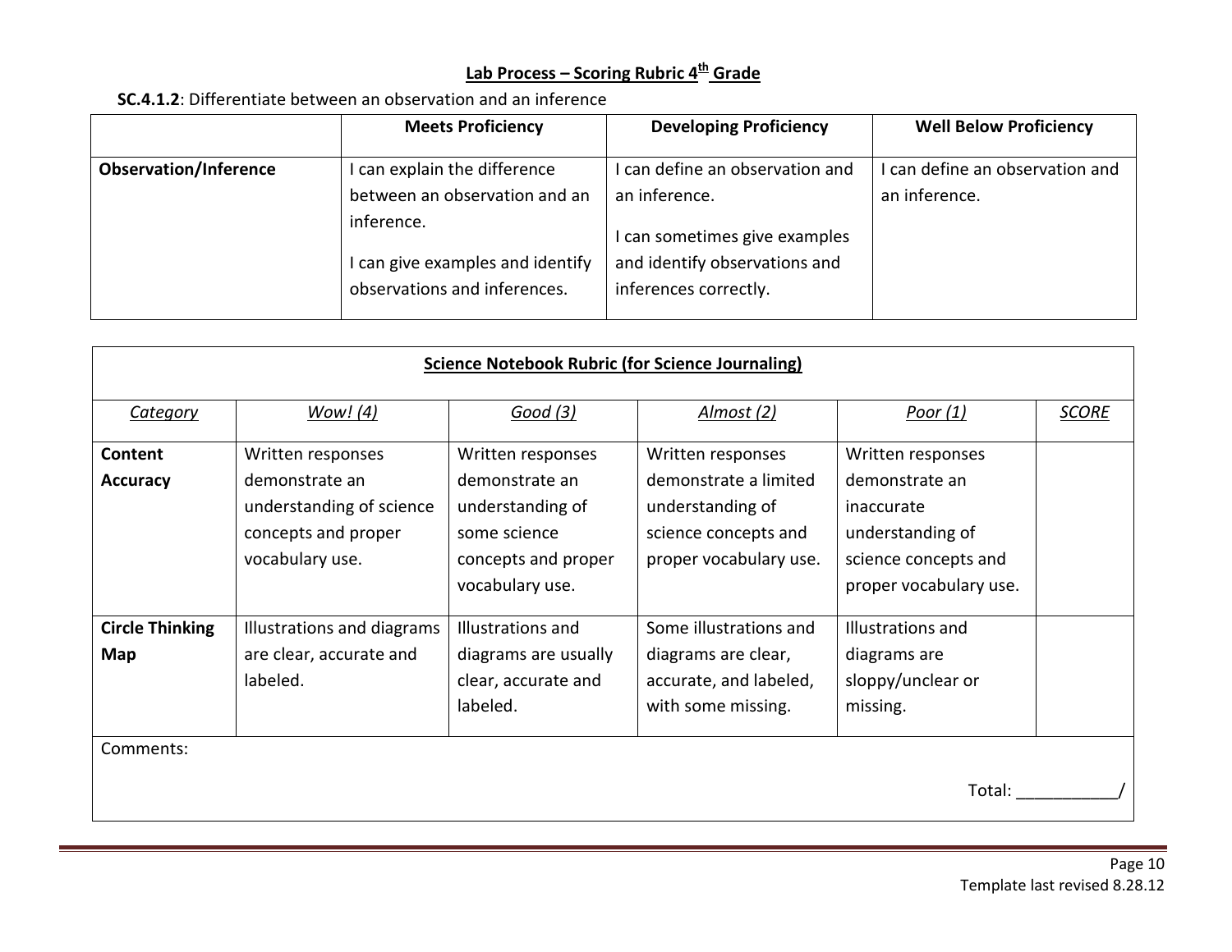## Lab Process – Scoring Rubric 4th Grade

**SC.4.1.2**: Differentiate between an observation and an inference

| | Meets Proficiency | Developing Proficiency | Well Below Proficiency |
|---|---|---|---|
| **Observation/Inference** | I can explain the difference between an observation and an inference.<br><br>I can give examples and identify observations and inferences. | I can define an observation and an inference.<br><br>I can sometimes give examples and identify observations and inferences correctly. | I can define an observation and an inference. |

**Science Notebook Rubric (for Science Journaling)**

| *Category* | *Wow! (4)* | *Good (3)* | *Almost (2)* | *Poor (1)* | *SCORE* |
|---|---|---|---|---|---|
| **Content Accuracy** | Written responses demonstrate an understanding of science concepts and proper vocabulary use. | Written responses demonstrate an understanding of some science concepts and proper vocabulary use. | Written responses demonstrate a limited understanding of science concepts and proper vocabulary use. | Written responses demonstrate an inaccurate understanding of science concepts and proper vocabulary use. | |
| **Circle Thinking Map** | Illustrations and diagrams are clear, accurate and labeled. | Illustrations and diagrams are usually clear, accurate and labeled. | Some illustrations and diagrams are clear, accurate, and labeled, with some missing. | Illustrations and diagrams are sloppy/unclear or missing. | |

Comments:

Total: ___________/

Template last revised 8.28.12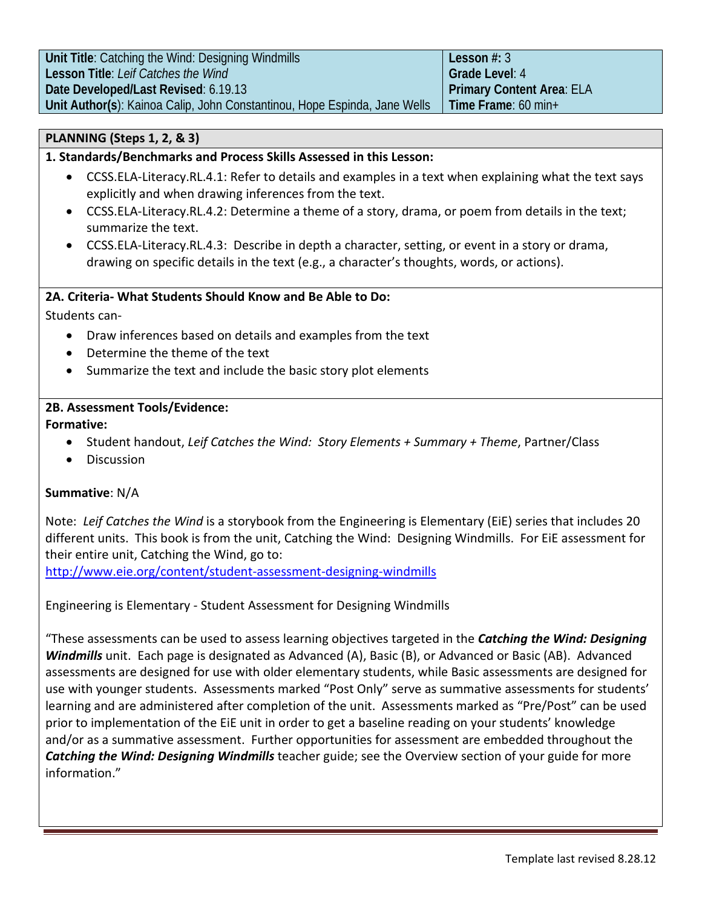| **Unit Title**: Catching the Wind: Designing Windmills | **Lesson #:** 3 |
|---|---|
| **Lesson Title**: *Leif Catches the Wind* | **Grade Level**: 4 |
| **Date Developed/Last Revised**: 6.19.13 | **Primary Content Area**: ELA |
| **Unit Author(s)**: Kainoa Calip, John Constantinou, Hope Espinda, Jane Wells | **Time Frame**: 60 min+ |

## PLANNING (Steps 1, 2, & 3)

### 1. Standards/Benchmarks and Process Skills Assessed in this Lesson:

- CCSS.ELA-Literacy.RL.4.1: Refer to details and examples in a text when explaining what the text says explicitly and when drawing inferences from the text.
- CCSS.ELA-Literacy.RL.4.2: Determine a theme of a story, drama, or poem from details in the text; summarize the text.
- CCSS.ELA-Literacy.RL.4.3: Describe in depth a character, setting, or event in a story or drama, drawing on specific details in the text (e.g., a character's thoughts, words, or actions).

### 2A. Criteria- What Students Should Know and Be Able to Do:

Students can-

- Draw inferences based on details and examples from the text
- Determine the theme of the text
- Summarize the text and include the basic story plot elements

### 2B. Assessment Tools/Evidence:

**Formative:**

- Student handout, *Leif Catches the Wind: Story Elements + Summary + Theme*, Partner/Class
- Discussion

**Summative**: N/A

Note: *Leif Catches the Wind* is a storybook from the Engineering is Elementary (EiE) series that includes 20 different units. This book is from the unit, Catching the Wind: Designing Windmills. For EiE assessment for their entire unit, Catching the Wind, go to:
http://www.eie.org/content/student-assessment-designing-windmills

Engineering is Elementary - Student Assessment for Designing Windmills

"These assessments can be used to assess learning objectives targeted in the ***Catching the Wind: Designing Windmills*** unit. Each page is designated as Advanced (A), Basic (B), or Advanced or Basic (AB). Advanced assessments are designed for use with older elementary students, while Basic assessments are designed for use with younger students. Assessments marked "Post Only" serve as summative assessments for students' learning and are administered after completion of the unit. Assessments marked as "Pre/Post" can be used prior to implementation of the EiE unit in order to get a baseline reading on your students' knowledge and/or as a summative assessment. Further opportunities for assessment are embedded throughout the ***Catching the Wind: Designing Windmills*** teacher guide; see the Overview section of your guide for more information."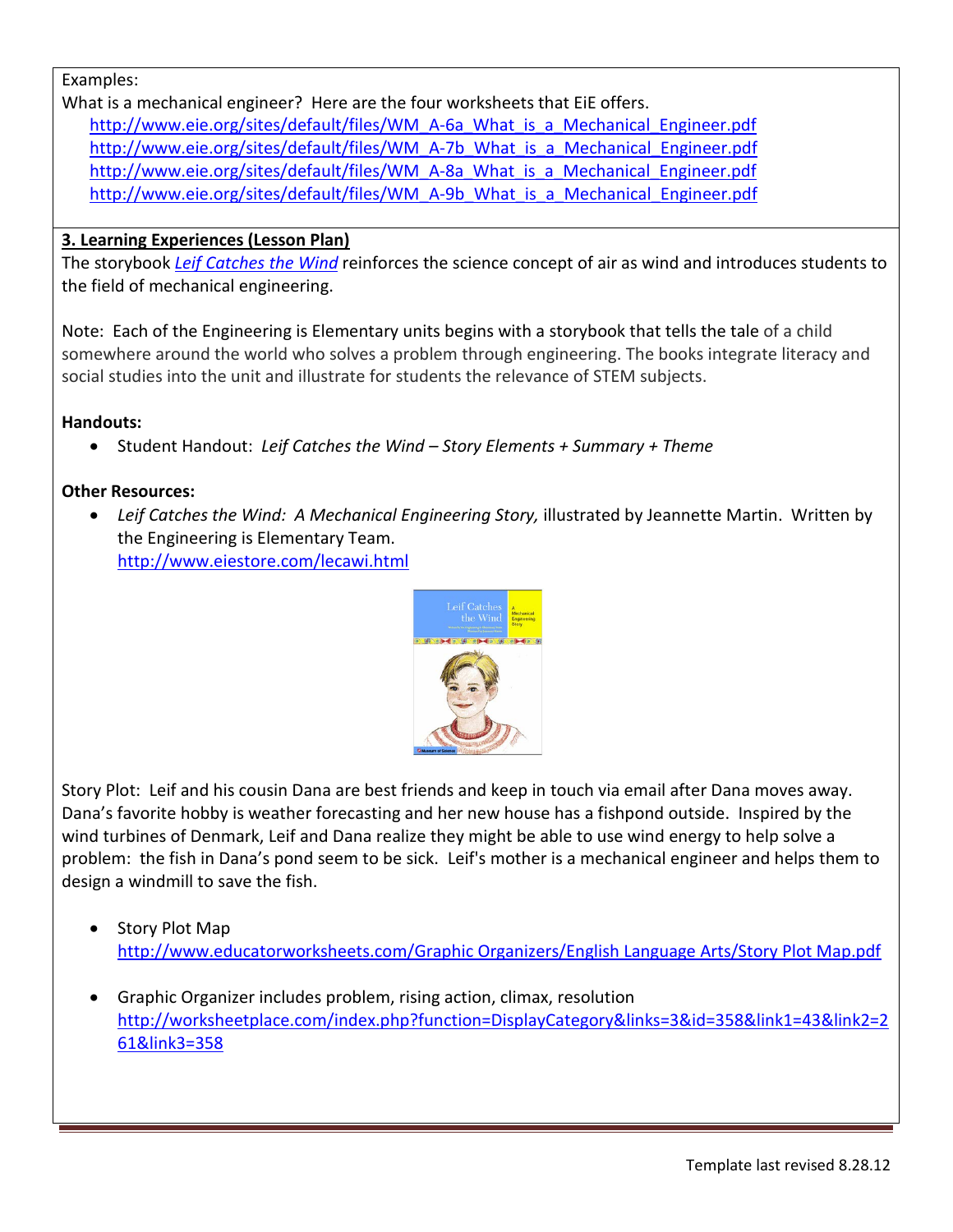Examples:
What is a mechanical engineer? Here are the four worksheets that EiE offers.

http://www.eie.org/sites/default/files/WM_A-6a_What_is_a_Mechanical_Engineer.pdf
http://www.eie.org/sites/default/files/WM_A-7b_What_is_a_Mechanical_Engineer.pdf
http://www.eie.org/sites/default/files/WM_A-8a_What_is_a_Mechanical_Engineer.pdf
http://www.eie.org/sites/default/files/WM_A-9b_What_is_a_Mechanical_Engineer.pdf

**3. Learning Experiences (Lesson Plan)**

The storybook *Leif Catches the Wind* reinforces the science concept of air as wind and introduces students to the field of mechanical engineering.

Note: Each of the Engineering is Elementary units begins with a storybook that tells the tale of a child somewhere around the world who solves a problem through engineering. The books integrate literacy and social studies into the unit and illustrate for students the relevance of STEM subjects.

**Handouts:**

- Student Handout: *Leif Catches the Wind – Story Elements + Summary + Theme*

**Other Resources:**

- *Leif Catches the Wind: A Mechanical Engineering Story,* illustrated by Jeannette Martin. Written by the Engineering is Elementary Team.
  http://www.eiestore.com/lecawi.html

Story Plot: Leif and his cousin Dana are best friends and keep in touch via email after Dana moves away. Dana's favorite hobby is weather forecasting and her new house has a fishpond outside. Inspired by the wind turbines of Denmark, Leif and Dana realize they might be able to use wind energy to help solve a problem: the fish in Dana's pond seem to be sick. Leif's mother is a mechanical engineer and helps them to design a windmill to save the fish.

- Story Plot Map
  http://www.educatorworksheets.com/Graphic Organizers/English Language Arts/Story Plot Map.pdf

- Graphic Organizer includes problem, rising action, climax, resolution
  http://worksheetplace.com/index.php?function=DisplayCategory&links=3&id=358&link1=43&link2=261&link3=358

Template last revised 8.28.12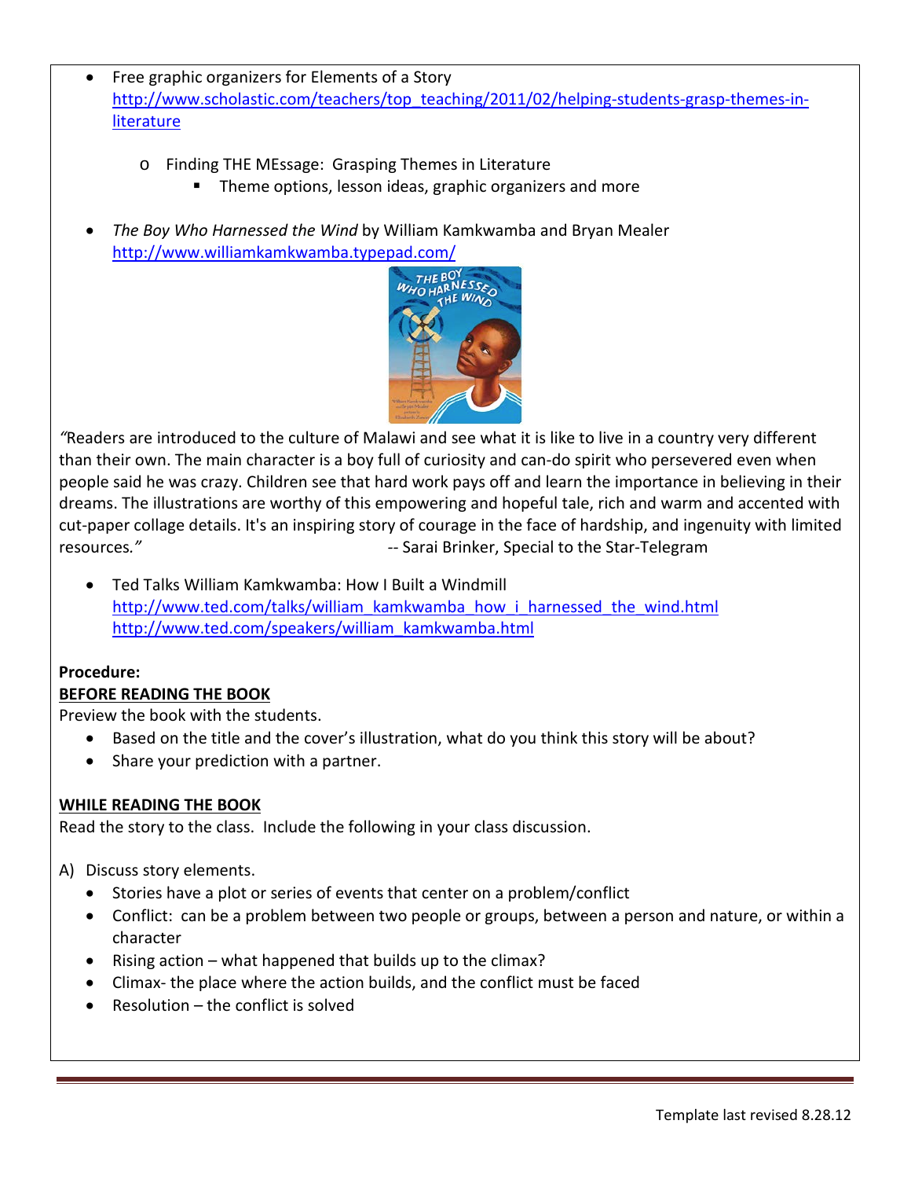- Free graphic organizers for Elements of a Story
  http://www.scholastic.com/teachers/top_teaching/2011/02/helping-students-grasp-themes-in-literature
    - Finding THE MEssage: Grasping Themes in Literature
        - Theme options, lesson ideas, graphic organizers and more

- *The Boy Who Harnessed the Wind* by William Kamkwamba and Bryan Mealer
  http://www.williamkamkwamba.typepad.com/

*"Readers are introduced to the culture of Malawi and see what it is like to live in a country very different than their own. The main character is a boy full of curiosity and can-do spirit who persevered even when people said he was crazy. Children see that hard work pays off and learn the importance in believing in their dreams. The illustrations are worthy of this empowering and hopeful tale, rich and warm and accented with cut-paper collage details. It's an inspiring story of courage in the face of hardship, and ingenuity with limited resources."* -- Sarai Brinker, Special to the Star-Telegram

- Ted Talks William Kamkwamba: How I Built a Windmill
  http://www.ted.com/talks/william_kamkwamba_how_i_harnessed_the_wind.html
  http://www.ted.com/speakers/william_kamkwamba.html

**Procedure:**

**BEFORE READING THE BOOK**

Preview the book with the students.

- Based on the title and the cover's illustration, what do you think this story will be about?
- Share your prediction with a partner.

**WHILE READING THE BOOK**

Read the story to the class. Include the following in your class discussion.

A) Discuss story elements.

- Stories have a plot or series of events that center on a problem/conflict
- Conflict: can be a problem between two people or groups, between a person and nature, or within a character
- Rising action – what happened that builds up to the climax?
- Climax- the place where the action builds, and the conflict must be faced
- Resolution – the conflict is solved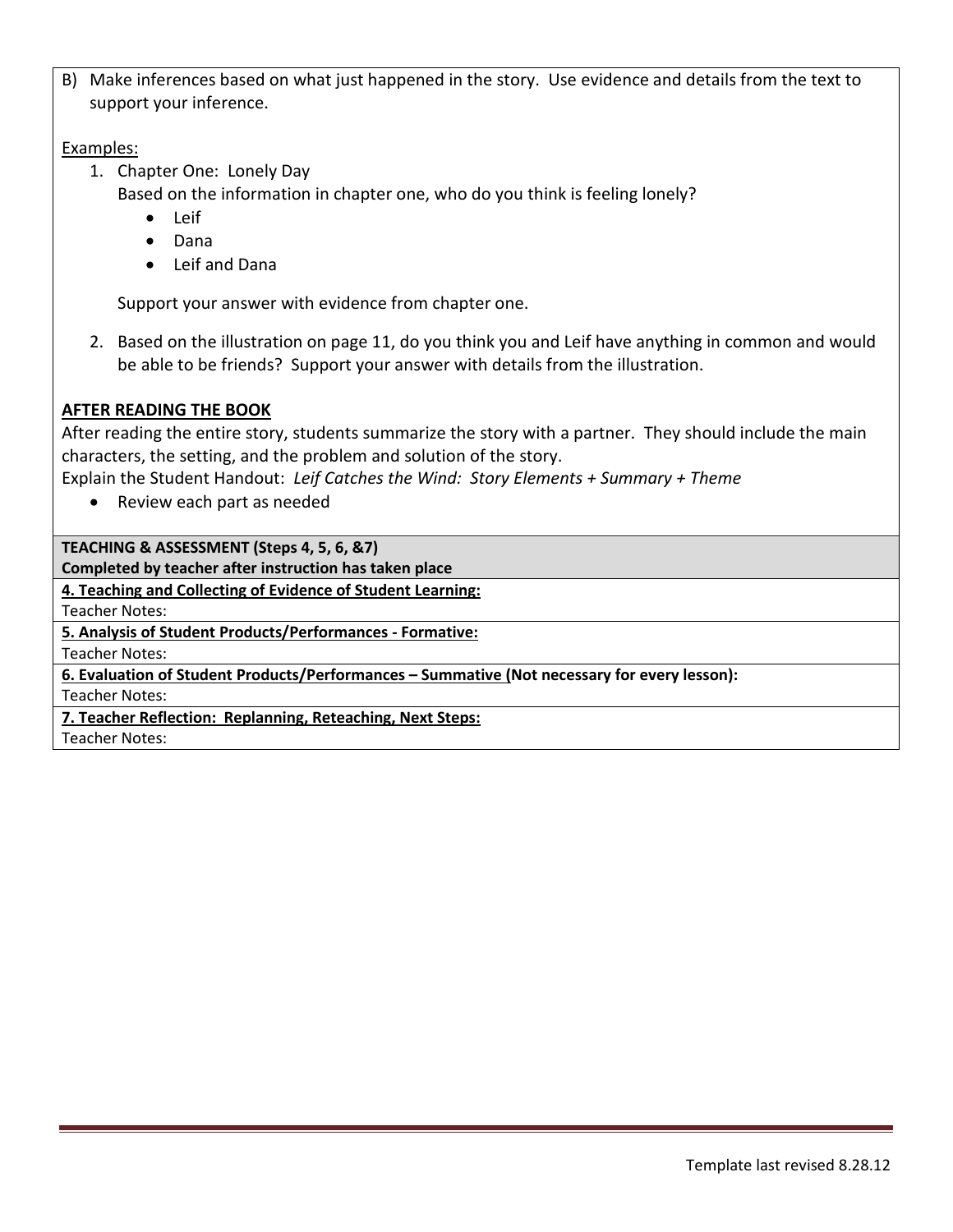B) Make inferences based on what just happened in the story. Use evidence and details from the text to support your inference.

Examples:

1. Chapter One: Lonely Day
   Based on the information in chapter one, who do you think is feeling lonely?
   - Leif
   - Dana
   - Leif and Dana

   Support your answer with evidence from chapter one.

2. Based on the illustration on page 11, do you think you and Leif have anything in common and would be able to be friends? Support your answer with details from the illustration.

**AFTER READING THE BOOK**

After reading the entire story, students summarize the story with a partner. They should include the main characters, the setting, and the problem and solution of the story.

Explain the Student Handout: *Leif Catches the Wind: Story Elements + Summary + Theme*

- Review each part as needed

**TEACHING & ASSESSMENT (Steps 4, 5, 6, &7)**
**Completed by teacher after instruction has taken place**

**4. Teaching and Collecting of Evidence of Student Learning:**
Teacher Notes:

**5. Analysis of Student Products/Performances - Formative:**
Teacher Notes:

**6. Evaluation of Student Products/Performances – Summative (Not necessary for every lesson):**
Teacher Notes:

**7. Teacher Reflection: Replanning, Reteaching, Next Steps:**
Teacher Notes: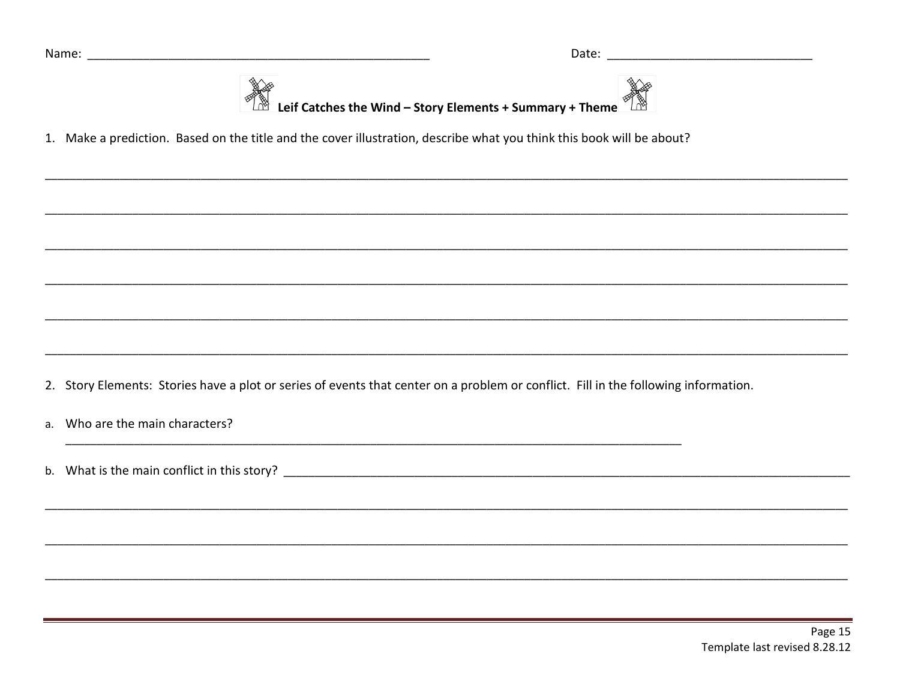Name: _______________________________________________ Date: ___________________________

## Leif Catches the Wind – Story Elements + Summary + Theme

1. Make a prediction. Based on the title and the cover illustration, describe what you think this book will be about?

______________________________________________________________________________________________

______________________________________________________________________________________________

______________________________________________________________________________________________

______________________________________________________________________________________________

______________________________________________________________________________________________

______________________________________________________________________________________________

2. Story Elements: Stories have a plot or series of events that center on a problem or conflict. Fill in the following information.

a. Who are the main characters?
   ______________________________________________________________________________

b. What is the main conflict in this story? ______________________________________________________

______________________________________________________________________________________________

______________________________________________________________________________________________

______________________________________________________________________________________________

Template last revised 8.28.12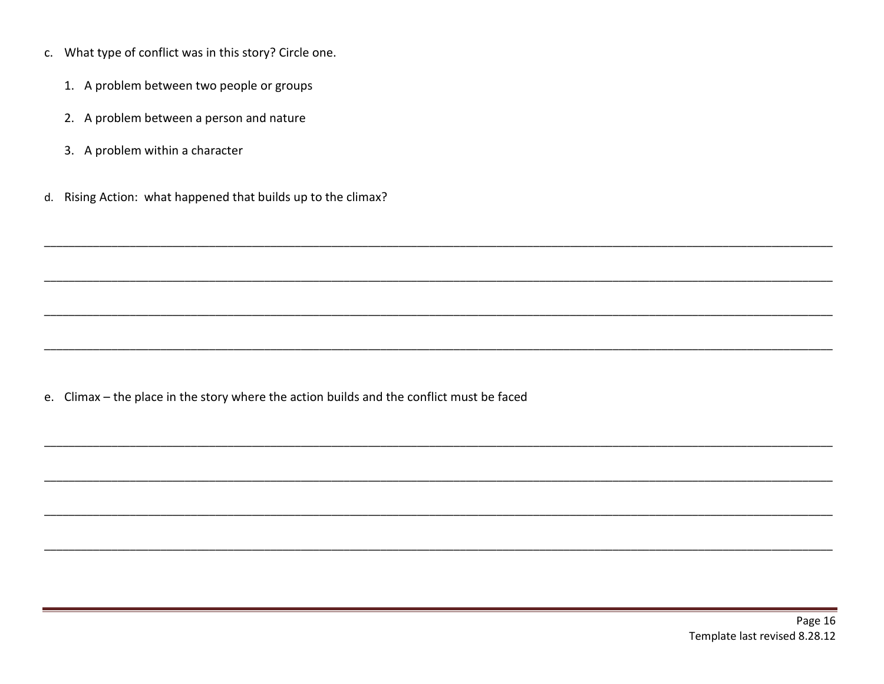c. What type of conflict was in this story? Circle one.

   1. A problem between two people or groups

   2. A problem between a person and nature

   3. A problem within a character

d. Rising Action: what happened that builds up to the climax?

______________________________________________________________________________________________________________

______________________________________________________________________________________________________________

______________________________________________________________________________________________________________

______________________________________________________________________________________________________________

e. Climax – the place in the story where the action builds and the conflict must be faced

______________________________________________________________________________________________________________

______________________________________________________________________________________________________________

______________________________________________________________________________________________________________

______________________________________________________________________________________________________________

Template last revised 8.28.12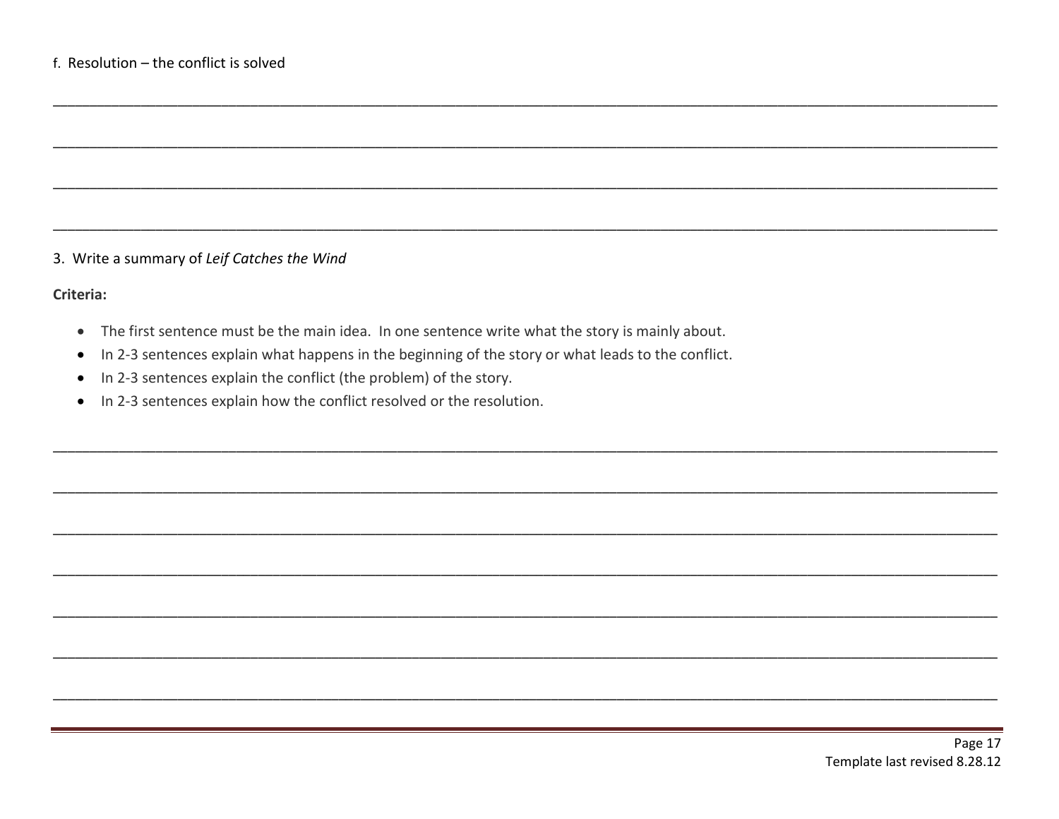f. Resolution – the conflict is solved

\_\_\_\_\_\_\_\_\_\_\_\_\_\_\_\_\_\_\_\_\_\_\_\_\_\_\_\_\_\_\_\_\_\_\_\_\_\_\_\_\_\_\_\_\_\_\_\_\_\_\_\_\_\_\_\_\_\_\_\_\_\_\_\_\_\_\_\_\_\_\_\_\_\_\_\_

\_\_\_\_\_\_\_\_\_\_\_\_\_\_\_\_\_\_\_\_\_\_\_\_\_\_\_\_\_\_\_\_\_\_\_\_\_\_\_\_\_\_\_\_\_\_\_\_\_\_\_\_\_\_\_\_\_\_\_\_\_\_\_\_\_\_\_\_\_\_\_\_\_\_\_\_

\_\_\_\_\_\_\_\_\_\_\_\_\_\_\_\_\_\_\_\_\_\_\_\_\_\_\_\_\_\_\_\_\_\_\_\_\_\_\_\_\_\_\_\_\_\_\_\_\_\_\_\_\_\_\_\_\_\_\_\_\_\_\_\_\_\_\_\_\_\_\_\_\_\_\_\_

\_\_\_\_\_\_\_\_\_\_\_\_\_\_\_\_\_\_\_\_\_\_\_\_\_\_\_\_\_\_\_\_\_\_\_\_\_\_\_\_\_\_\_\_\_\_\_\_\_\_\_\_\_\_\_\_\_\_\_\_\_\_\_\_\_\_\_\_\_\_\_\_\_\_\_\_

3. Write a summary of *Leif Catches the Wind*

**Criteria:**

- The first sentence must be the main idea. In one sentence write what the story is mainly about.
- In 2-3 sentences explain what happens in the beginning of the story or what leads to the conflict.
- In 2-3 sentences explain the conflict (the problem) of the story.
- In 2-3 sentences explain how the conflict resolved or the resolution.

\_\_\_\_\_\_\_\_\_\_\_\_\_\_\_\_\_\_\_\_\_\_\_\_\_\_\_\_\_\_\_\_\_\_\_\_\_\_\_\_\_\_\_\_\_\_\_\_\_\_\_\_\_\_\_\_\_\_\_\_\_\_\_\_\_\_\_\_\_\_\_\_\_\_\_\_

\_\_\_\_\_\_\_\_\_\_\_\_\_\_\_\_\_\_\_\_\_\_\_\_\_\_\_\_\_\_\_\_\_\_\_\_\_\_\_\_\_\_\_\_\_\_\_\_\_\_\_\_\_\_\_\_\_\_\_\_\_\_\_\_\_\_\_\_\_\_\_\_\_\_\_\_

\_\_\_\_\_\_\_\_\_\_\_\_\_\_\_\_\_\_\_\_\_\_\_\_\_\_\_\_\_\_\_\_\_\_\_\_\_\_\_\_\_\_\_\_\_\_\_\_\_\_\_\_\_\_\_\_\_\_\_\_\_\_\_\_\_\_\_\_\_\_\_\_\_\_\_\_

\_\_\_\_\_\_\_\_\_\_\_\_\_\_\_\_\_\_\_\_\_\_\_\_\_\_\_\_\_\_\_\_\_\_\_\_\_\_\_\_\_\_\_\_\_\_\_\_\_\_\_\_\_\_\_\_\_\_\_\_\_\_\_\_\_\_\_\_\_\_\_\_\_\_\_\_

\_\_\_\_\_\_\_\_\_\_\_\_\_\_\_\_\_\_\_\_\_\_\_\_\_\_\_\_\_\_\_\_\_\_\_\_\_\_\_\_\_\_\_\_\_\_\_\_\_\_\_\_\_\_\_\_\_\_\_\_\_\_\_\_\_\_\_\_\_\_\_\_\_\_\_\_

\_\_\_\_\_\_\_\_\_\_\_\_\_\_\_\_\_\_\_\_\_\_\_\_\_\_\_\_\_\_\_\_\_\_\_\_\_\_\_\_\_\_\_\_\_\_\_\_\_\_\_\_\_\_\_\_\_\_\_\_\_\_\_\_\_\_\_\_\_\_\_\_\_\_\_\_

\_\_\_\_\_\_\_\_\_\_\_\_\_\_\_\_\_\_\_\_\_\_\_\_\_\_\_\_\_\_\_\_\_\_\_\_\_\_\_\_\_\_\_\_\_\_\_\_\_\_\_\_\_\_\_\_\_\_\_\_\_\_\_\_\_\_\_\_\_\_\_\_\_\_\_\_

Template last revised 8.28.12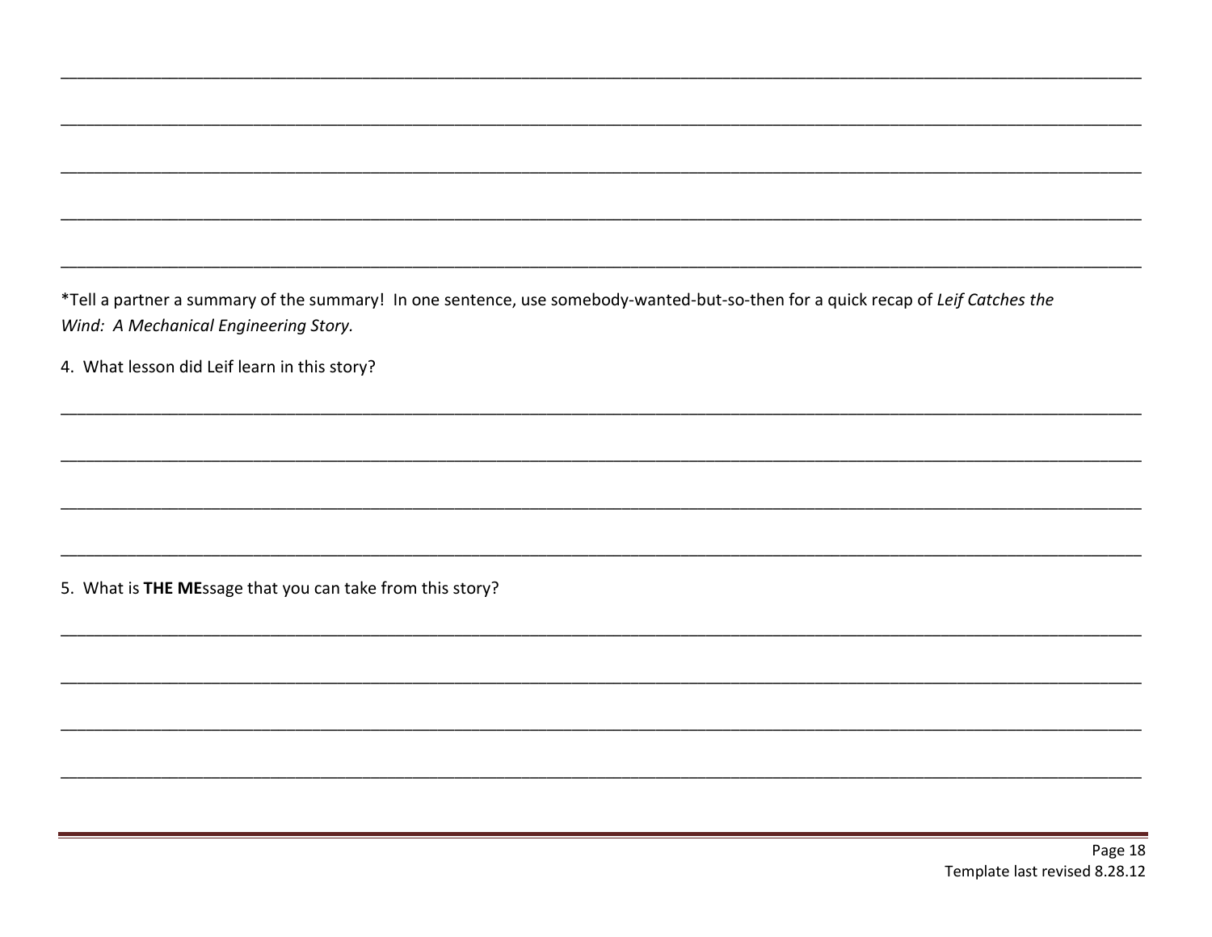___________________________________________________________________________________________________________

___________________________________________________________________________________________________________

___________________________________________________________________________________________________________

___________________________________________________________________________________________________________

___________________________________________________________________________________________________________

*Tell a partner a summary of the summary! In one sentence, use somebody-wanted-but-so-then for a quick recap of *Leif Catches the Wind: A Mechanical Engineering Story.*

4. What lesson did Leif learn in this story?

___________________________________________________________________________________________________________

___________________________________________________________________________________________________________

___________________________________________________________________________________________________________

___________________________________________________________________________________________________________

5. What is **THE ME**ssage that you can take from this story?

___________________________________________________________________________________________________________

___________________________________________________________________________________________________________

___________________________________________________________________________________________________________

___________________________________________________________________________________________________________

Template last revised 8.28.12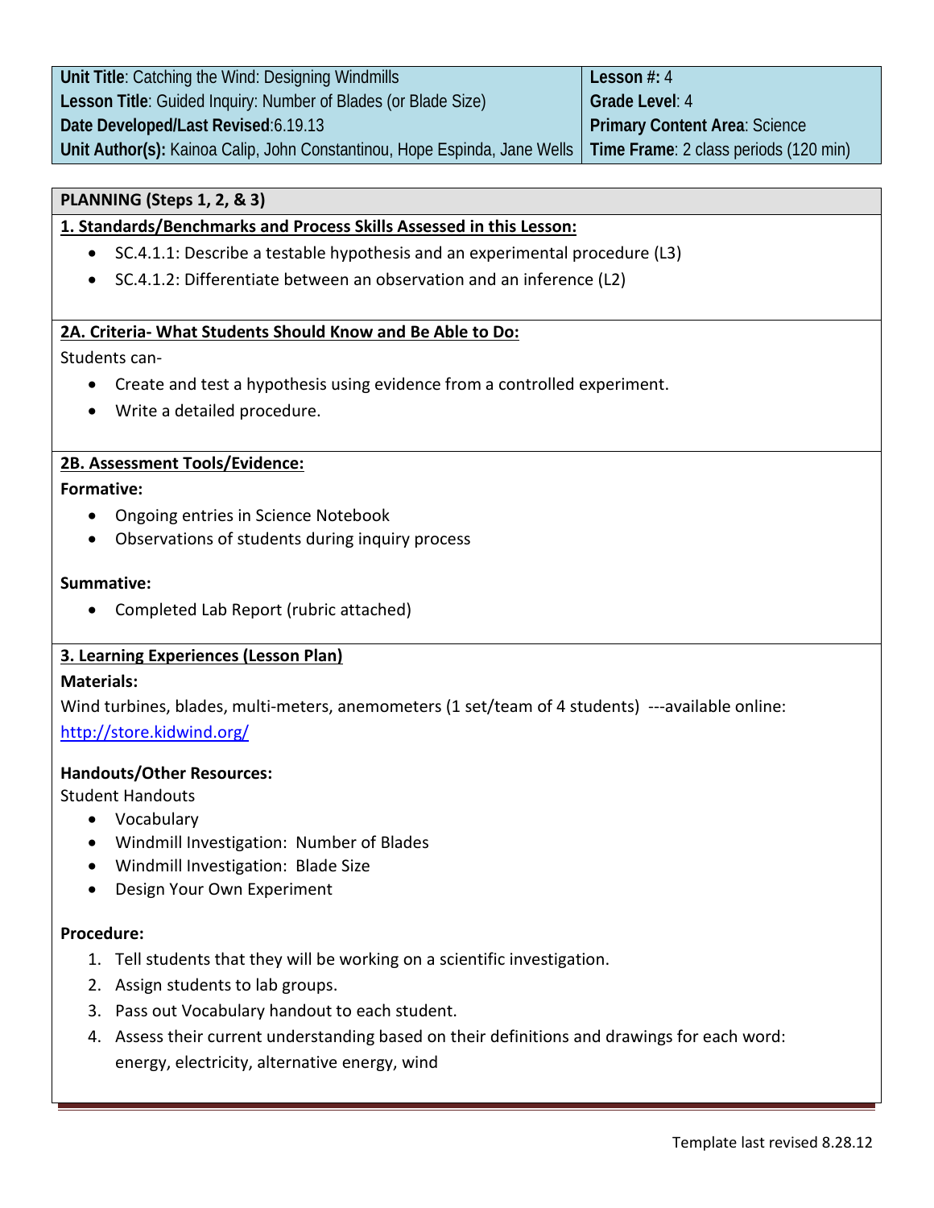| **Unit Title**: Catching the Wind: Designing Windmills | **Lesson #:** 4 |
|---|---|
| **Lesson Title**: Guided Inquiry: Number of Blades (or Blade Size) | **Grade Level**: 4 |
| **Date Developed/Last Revised**:6.19.13 | **Primary Content Area**: Science |
| **Unit Author(s):** Kainoa Calip, John Constantinou, Hope Espinda, Jane Wells | **Time Frame**: 2 class periods (120 min) |

## PLANNING (Steps 1, 2, & 3)

### 1. Standards/Benchmarks and Process Skills Assessed in this Lesson:

- SC.4.1.1: Describe a testable hypothesis and an experimental procedure (L3)
- SC.4.1.2: Differentiate between an observation and an inference (L2)

### 2A. Criteria- What Students Should Know and Be Able to Do:

Students can-

- Create and test a hypothesis using evidence from a controlled experiment.
- Write a detailed procedure.

### 2B. Assessment Tools/Evidence:

**Formative:**

- Ongoing entries in Science Notebook
- Observations of students during inquiry process

**Summative:**

- Completed Lab Report (rubric attached)

### 3. Learning Experiences (Lesson Plan)

**Materials:**

Wind turbines, blades, multi-meters, anemometers (1 set/team of 4 students) ---available online: http://store.kidwind.org/

**Handouts/Other Resources:**

Student Handouts

- Vocabulary
- Windmill Investigation: Number of Blades
- Windmill Investigation: Blade Size
- Design Your Own Experiment

**Procedure:**

1. Tell students that they will be working on a scientific investigation.
2. Assign students to lab groups.
3. Pass out Vocabulary handout to each student.
4. Assess their current understanding based on their definitions and drawings for each word: energy, electricity, alternative energy, wind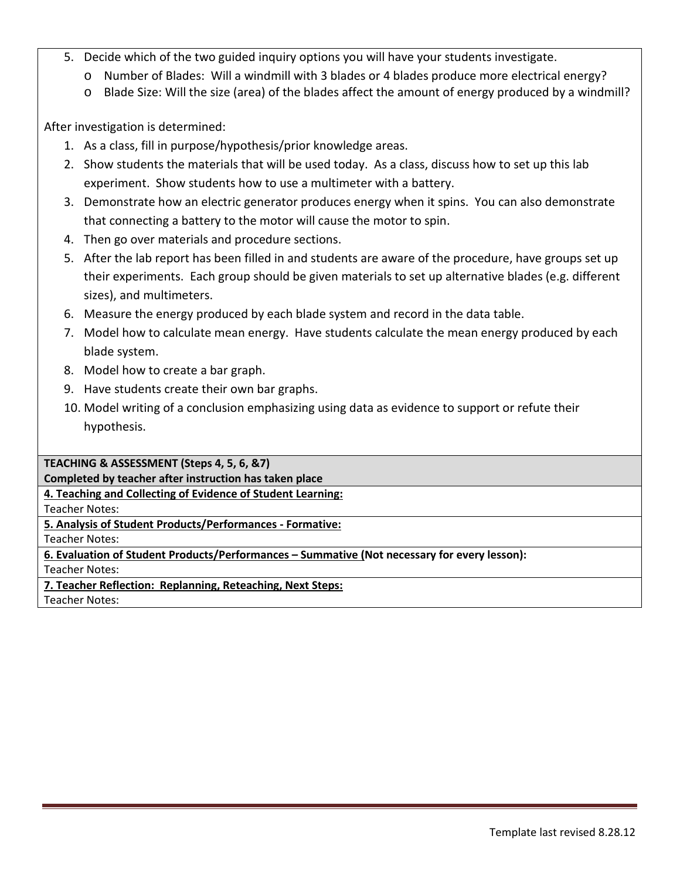5. Decide which of the two guided inquiry options you will have your students investigate.
   - Number of Blades: Will a windmill with 3 blades or 4 blades produce more electrical energy?
   - Blade Size: Will the size (area) of the blades affect the amount of energy produced by a windmill?

After investigation is determined:

1. As a class, fill in purpose/hypothesis/prior knowledge areas.
2. Show students the materials that will be used today. As a class, discuss how to set up this lab experiment. Show students how to use a multimeter with a battery.
3. Demonstrate how an electric generator produces energy when it spins. You can also demonstrate that connecting a battery to the motor will cause the motor to spin.
4. Then go over materials and procedure sections.
5. After the lab report has been filled in and students are aware of the procedure, have groups set up their experiments. Each group should be given materials to set up alternative blades (e.g. different sizes), and multimeters.
6. Measure the energy produced by each blade system and record in the data table.
7. Model how to calculate mean energy. Have students calculate the mean energy produced by each blade system.
8. Model how to create a bar graph.
9. Have students create their own bar graphs.
10. Model writing of a conclusion emphasizing using data as evidence to support or refute their hypothesis.

**TEACHING & ASSESSMENT (Steps 4, 5, 6, &7)**
**Completed by teacher after instruction has taken place**

**4. Teaching and Collecting of Evidence of Student Learning:**
Teacher Notes:

**5. Analysis of Student Products/Performances - Formative:**
Teacher Notes:

**6. Evaluation of Student Products/Performances – Summative (Not necessary for every lesson):**
Teacher Notes:

**7. Teacher Reflection: Replanning, Reteaching, Next Steps:**
Teacher Notes: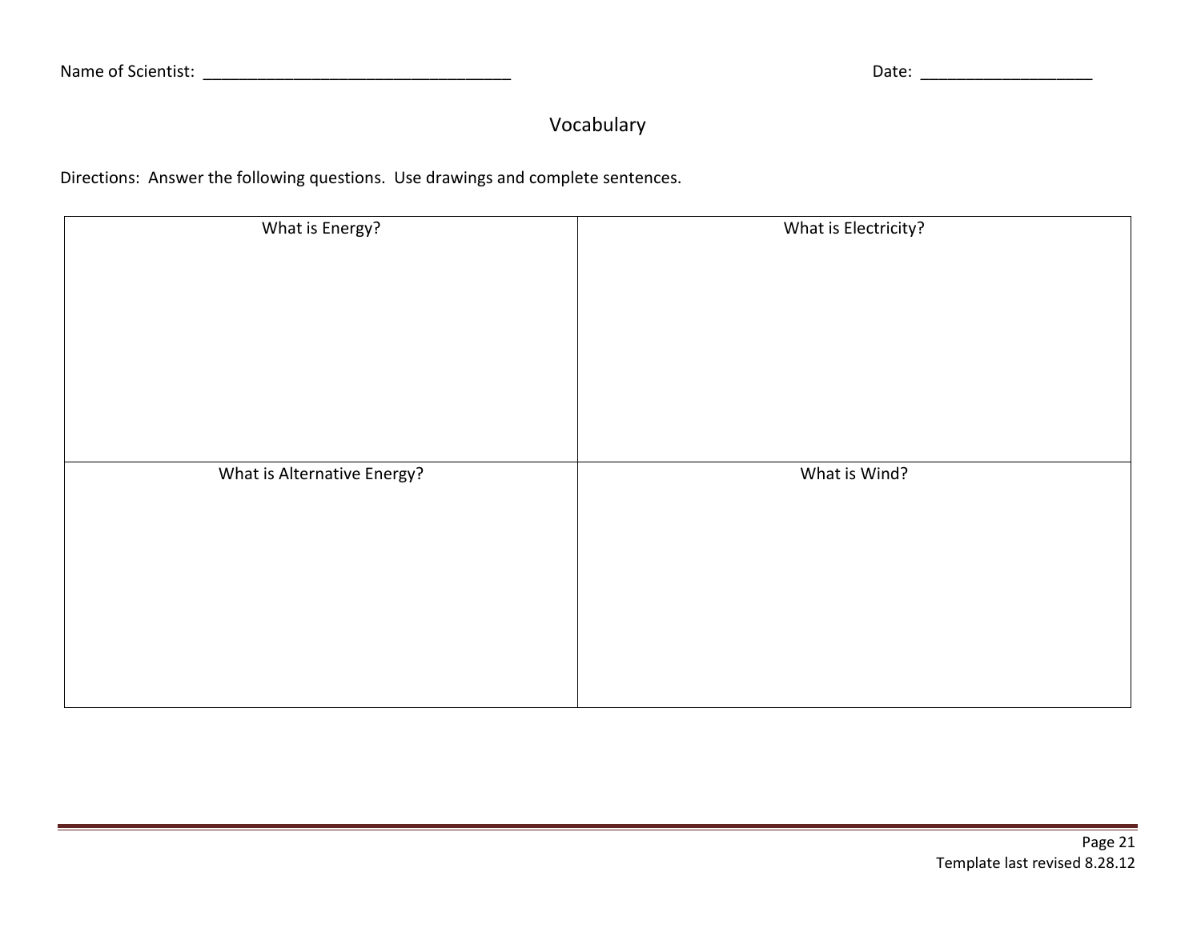Name of Scientist: ___________________________________ Date: ___________________

## Vocabulary

Directions: Answer the following questions. Use drawings and complete sentences.

| What is Energy? | What is Electricity? |
| --- | --- |
| | |
| **What is Alternative Energy?** | **What is Wind?** |
| | |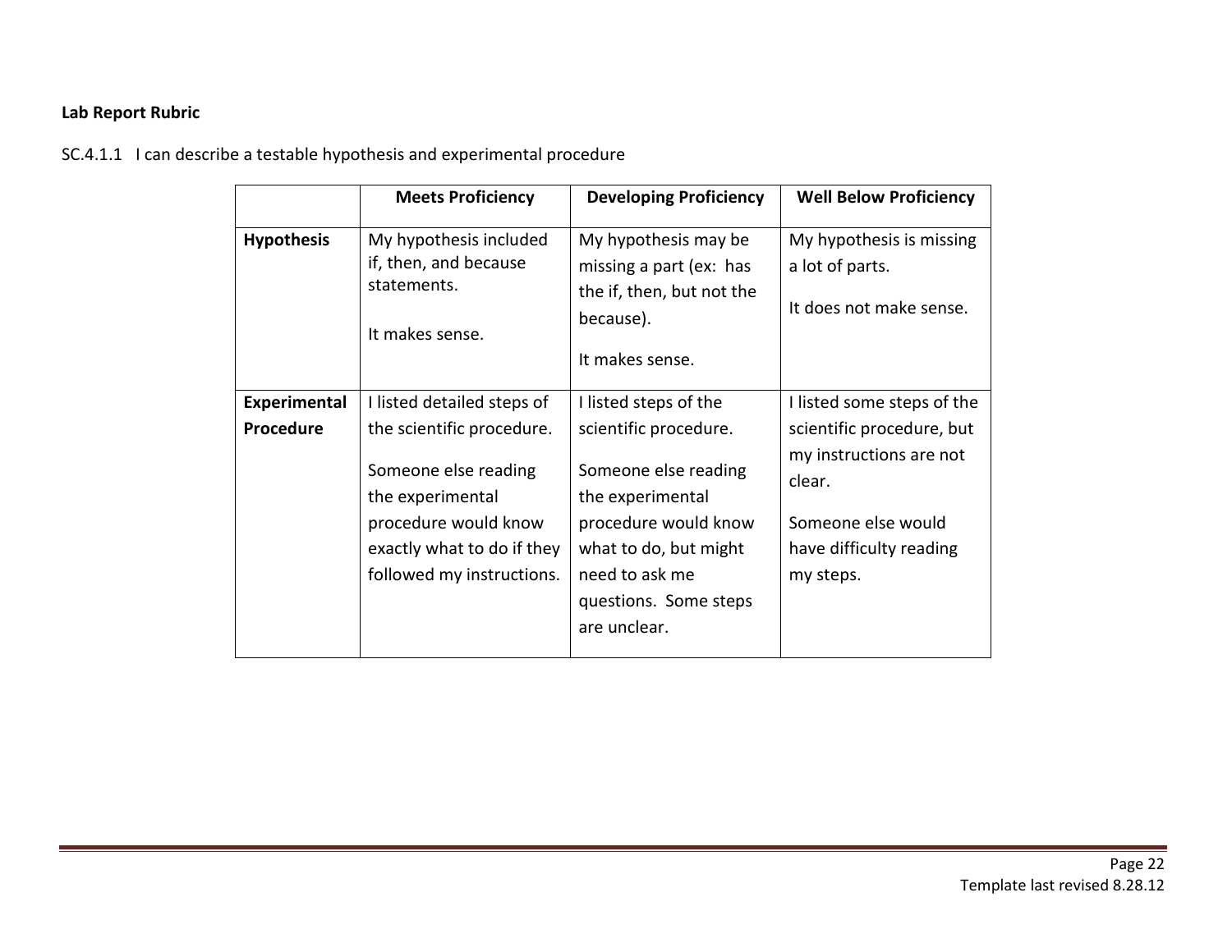**Lab Report Rubric**

SC.4.1.1 I can describe a testable hypothesis and experimental procedure

| | Meets Proficiency | Developing Proficiency | Well Below Proficiency |
|---|---|---|---|
| **Hypothesis** | My hypothesis included if, then, and because statements.<br><br>It makes sense. | My hypothesis may be missing a part (ex: has the if, then, but not the because).<br><br>It makes sense. | My hypothesis is missing a lot of parts.<br><br>It does not make sense. |
| **Experimental Procedure** | I listed detailed steps of the scientific procedure.<br><br>Someone else reading the experimental procedure would know exactly what to do if they followed my instructions. | I listed steps of the scientific procedure.<br><br>Someone else reading the experimental procedure would know what to do, but might need to ask me questions. Some steps are unclear. | I listed some steps of the scientific procedure, but my instructions are not clear.<br><br>Someone else would have difficulty reading my steps. |

Template last revised 8.28.12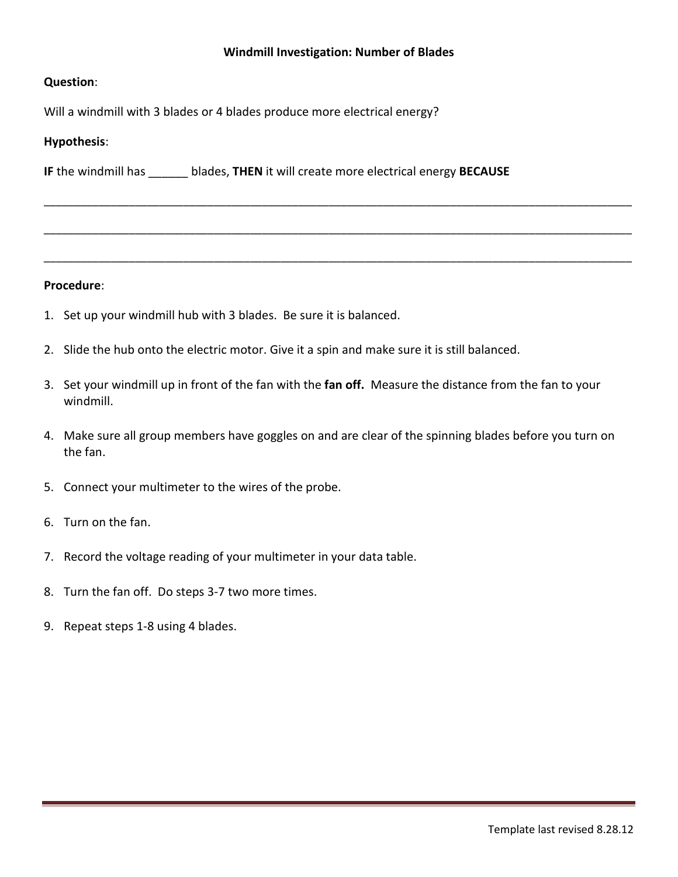# Windmill Investigation: Number of Blades

**Question**:

Will a windmill with 3 blades or 4 blades produce more electrical energy?

**Hypothesis**:

**IF** the windmill has ______ blades, **THEN** it will create more electrical energy **BECAUSE**

______________________________________________________________________________________

______________________________________________________________________________________

______________________________________________________________________________________

**Procedure**:

1. Set up your windmill hub with 3 blades. Be sure it is balanced.
2. Slide the hub onto the electric motor. Give it a spin and make sure it is still balanced.
3. Set your windmill up in front of the fan with the **fan off.** Measure the distance from the fan to your windmill.
4. Make sure all group members have goggles on and are clear of the spinning blades before you turn on the fan.
5. Connect your multimeter to the wires of the probe.
6. Turn on the fan.
7. Record the voltage reading of your multimeter in your data table.
8. Turn the fan off. Do steps 3-7 two more times.
9. Repeat steps 1-8 using 4 blades.

Template last revised 8.28.12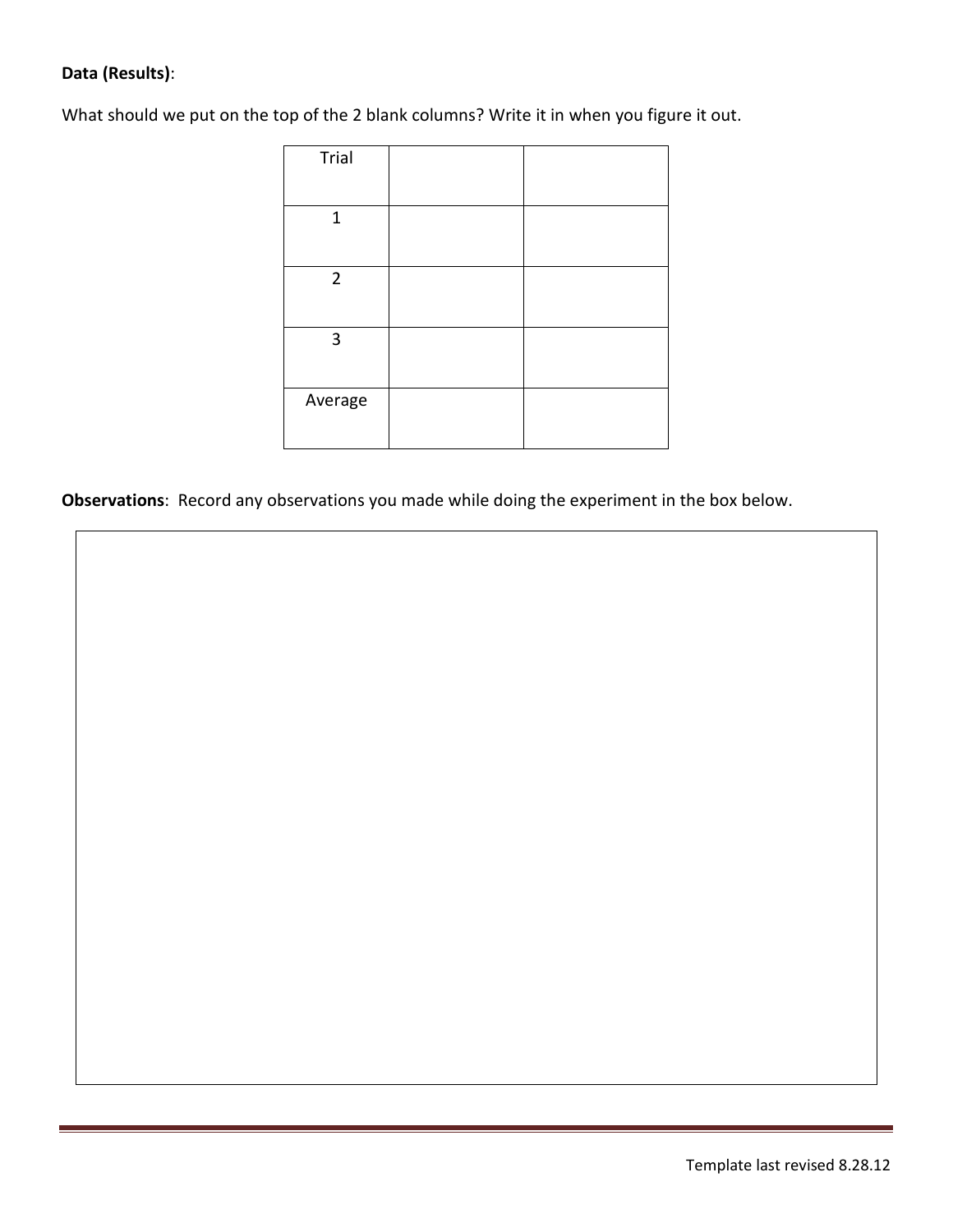**Data (Results)**:

What should we put on the top of the 2 blank columns? Write it in when you figure it out.

| Trial | | |
|---|---|---|
| 1 | | |
| 2 | | |
| 3 | | |
| Average | | |

**Observations**: Record any observations you made while doing the experiment in the box below.

Template last revised 8.28.12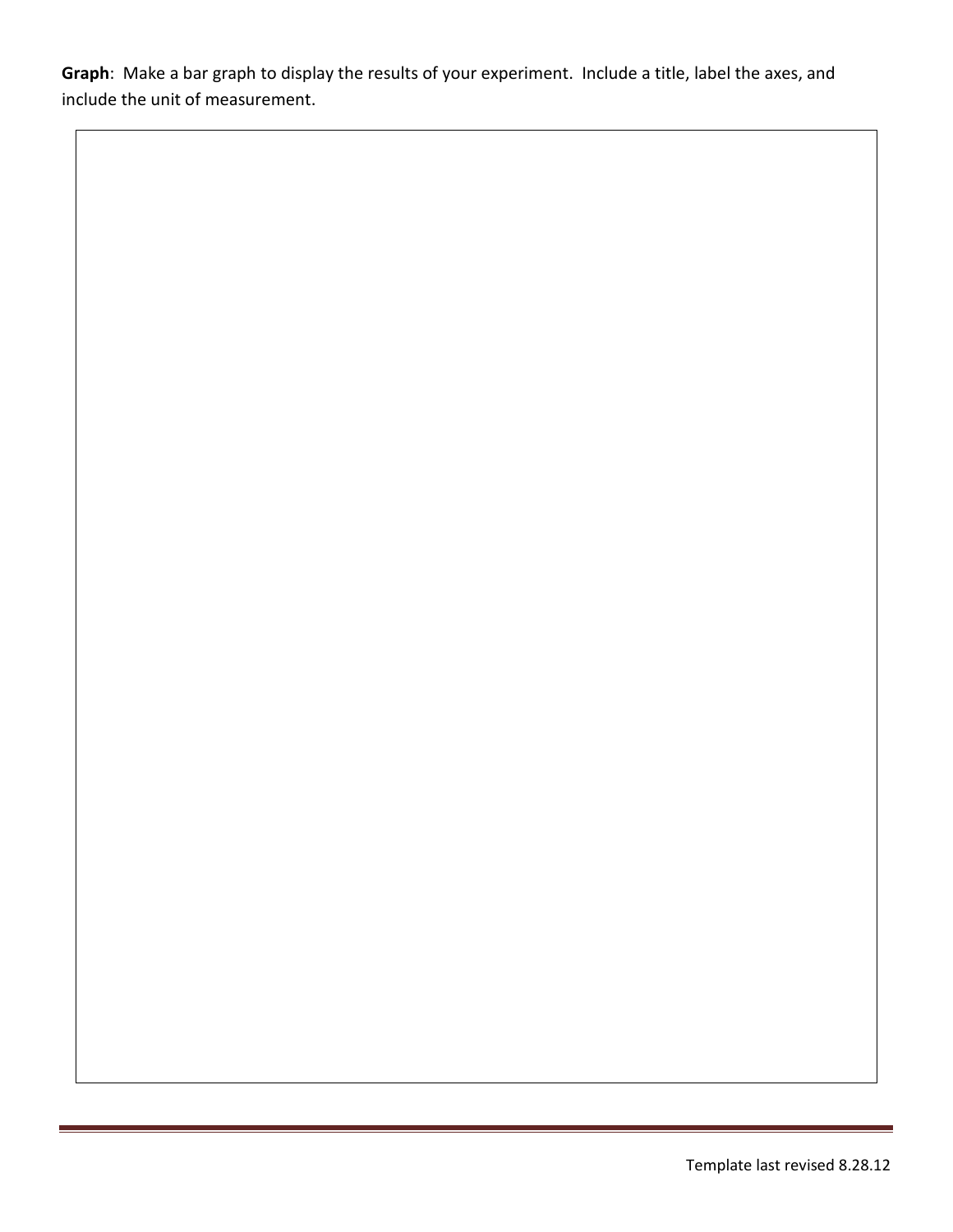**Graph**: Make a bar graph to display the results of your experiment. Include a title, label the axes, and include the unit of measurement.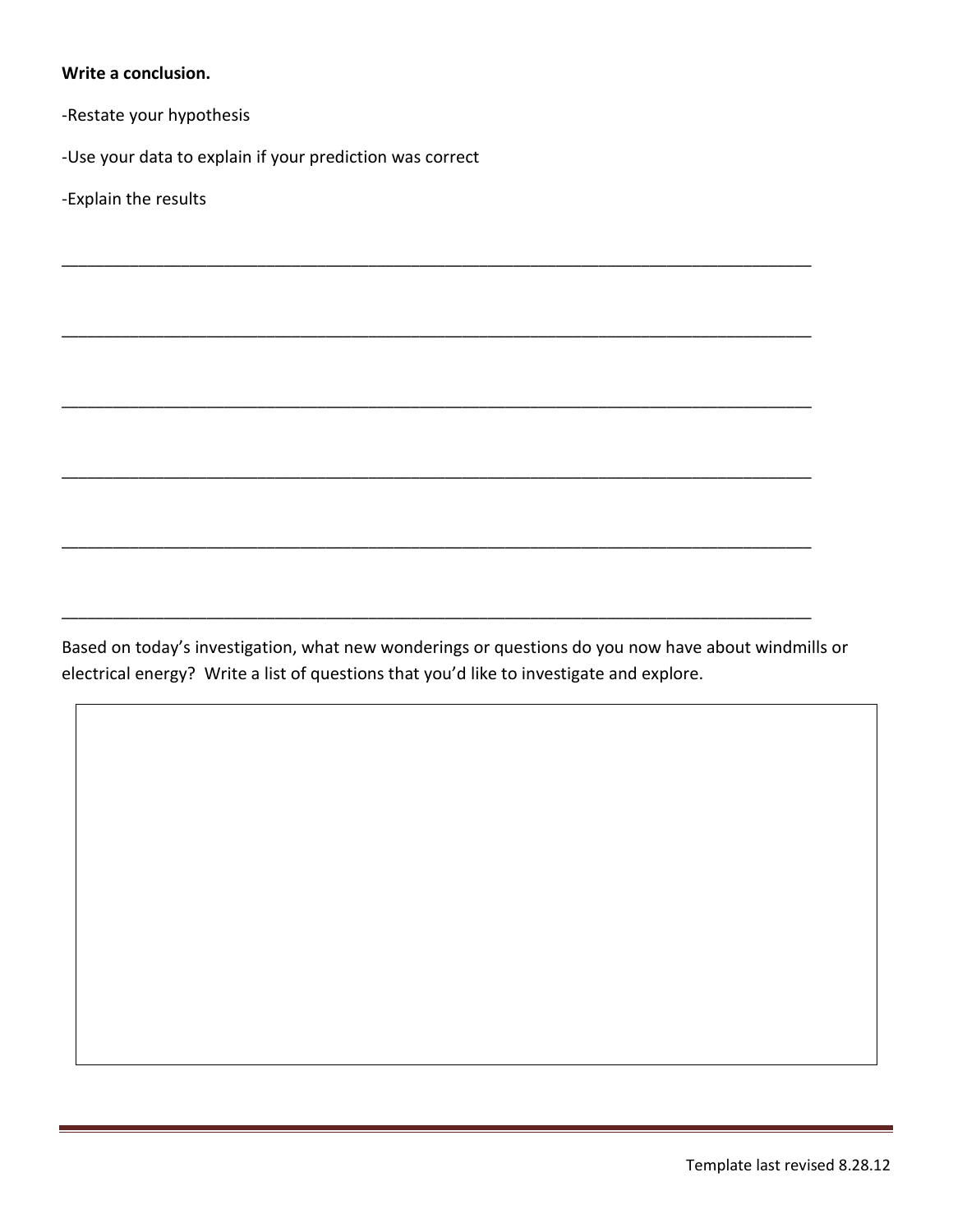**Write a conclusion.**

-Restate your hypothesis

-Use your data to explain if your prediction was correct

-Explain the results

_______________________________________________________________________________

_______________________________________________________________________________

_______________________________________________________________________________

_______________________________________________________________________________

_______________________________________________________________________________

_______________________________________________________________________________

Based on today's investigation, what new wonderings or questions do you now have about windmills or electrical energy? Write a list of questions that you'd like to investigate and explore.

Template last revised 8.28.12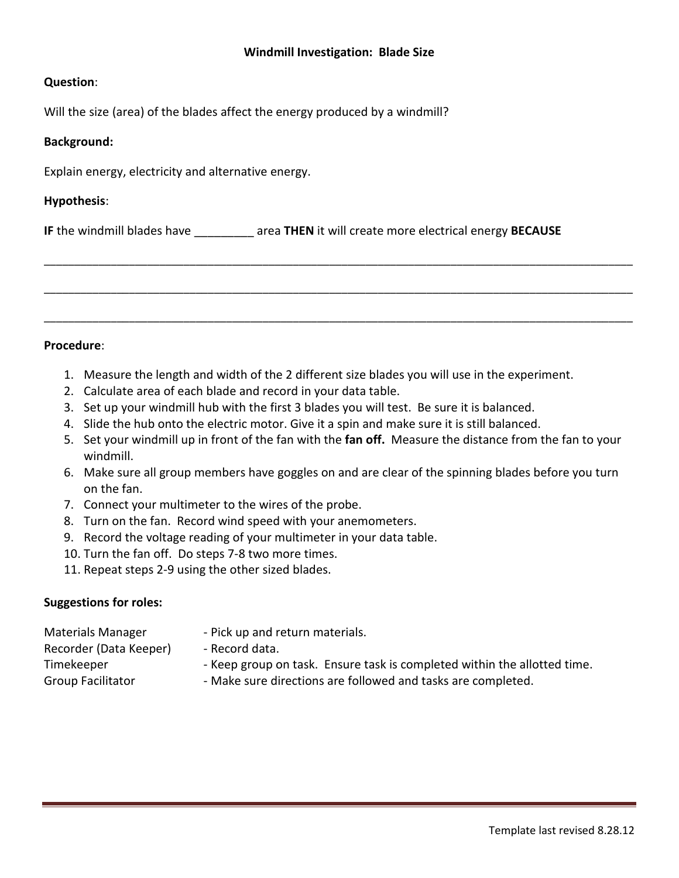## Windmill Investigation: Blade Size

**Question**:

Will the size (area) of the blades affect the energy produced by a windmill?

**Background:**

Explain energy, electricity and alternative energy.

**Hypothesis**:

**IF** the windmill blades have _________ area **THEN** it will create more electrical energy **BECAUSE**

_______________________________________________________________________________________

_______________________________________________________________________________________

_______________________________________________________________________________________

**Procedure**:

1. Measure the length and width of the 2 different size blades you will use in the experiment.
2. Calculate area of each blade and record in your data table.
3. Set up your windmill hub with the first 3 blades you will test. Be sure it is balanced.
4. Slide the hub onto the electric motor. Give it a spin and make sure it is still balanced.
5. Set your windmill up in front of the fan with the **fan off.** Measure the distance from the fan to your windmill.
6. Make sure all group members have goggles on and are clear of the spinning blades before you turn on the fan.
7. Connect your multimeter to the wires of the probe.
8. Turn on the fan. Record wind speed with your anemometers.
9. Record the voltage reading of your multimeter in your data table.
10. Turn the fan off. Do steps 7-8 two more times.
11. Repeat steps 2-9 using the other sized blades.

**Suggestions for roles:**

| | |
|---|---|
| Materials Manager | - Pick up and return materials. |
| Recorder (Data Keeper) | - Record data. |
| Timekeeper | - Keep group on task. Ensure task is completed within the allotted time. |
| Group Facilitator | - Make sure directions are followed and tasks are completed. |

Template last revised 8.28.12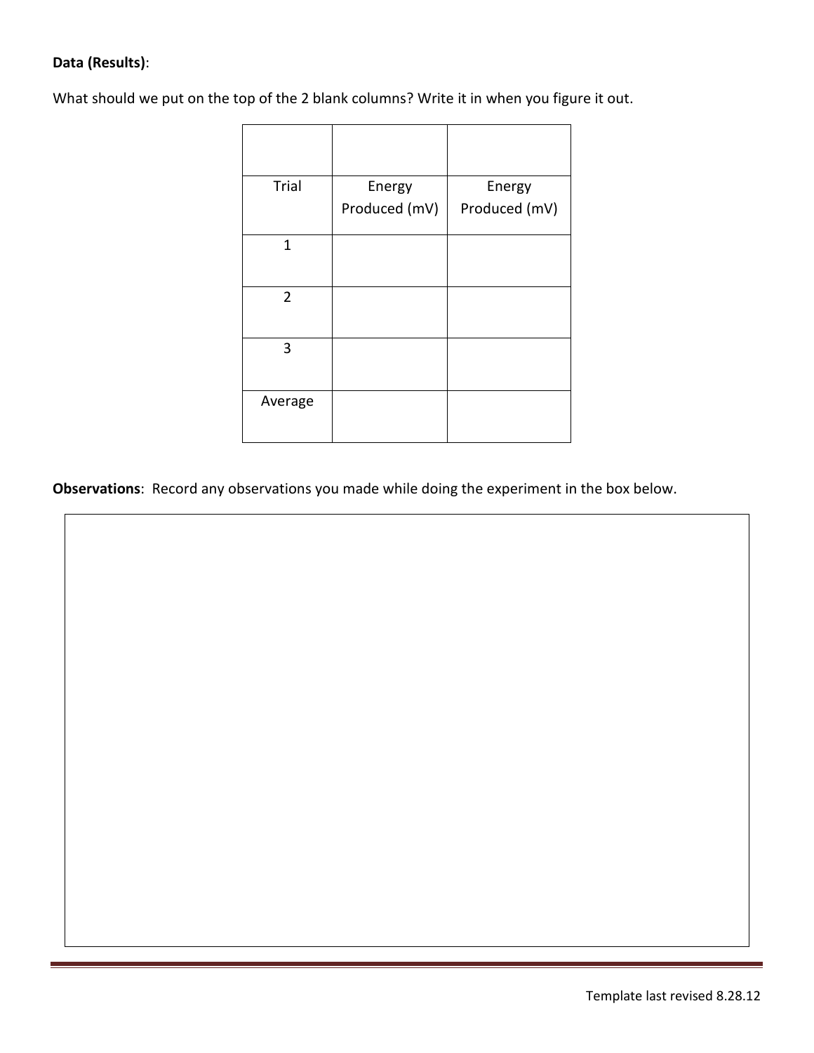**Data (Results)**:

What should we put on the top of the 2 blank columns? Write it in when you figure it out.

| | | |
|---|---|---|
| Trial | Energy Produced (mV) | Energy Produced (mV) |
| 1 | | |
| 2 | | |
| 3 | | |
| Average | | |

**Observations**: Record any observations you made while doing the experiment in the box below.

Template last revised 8.28.12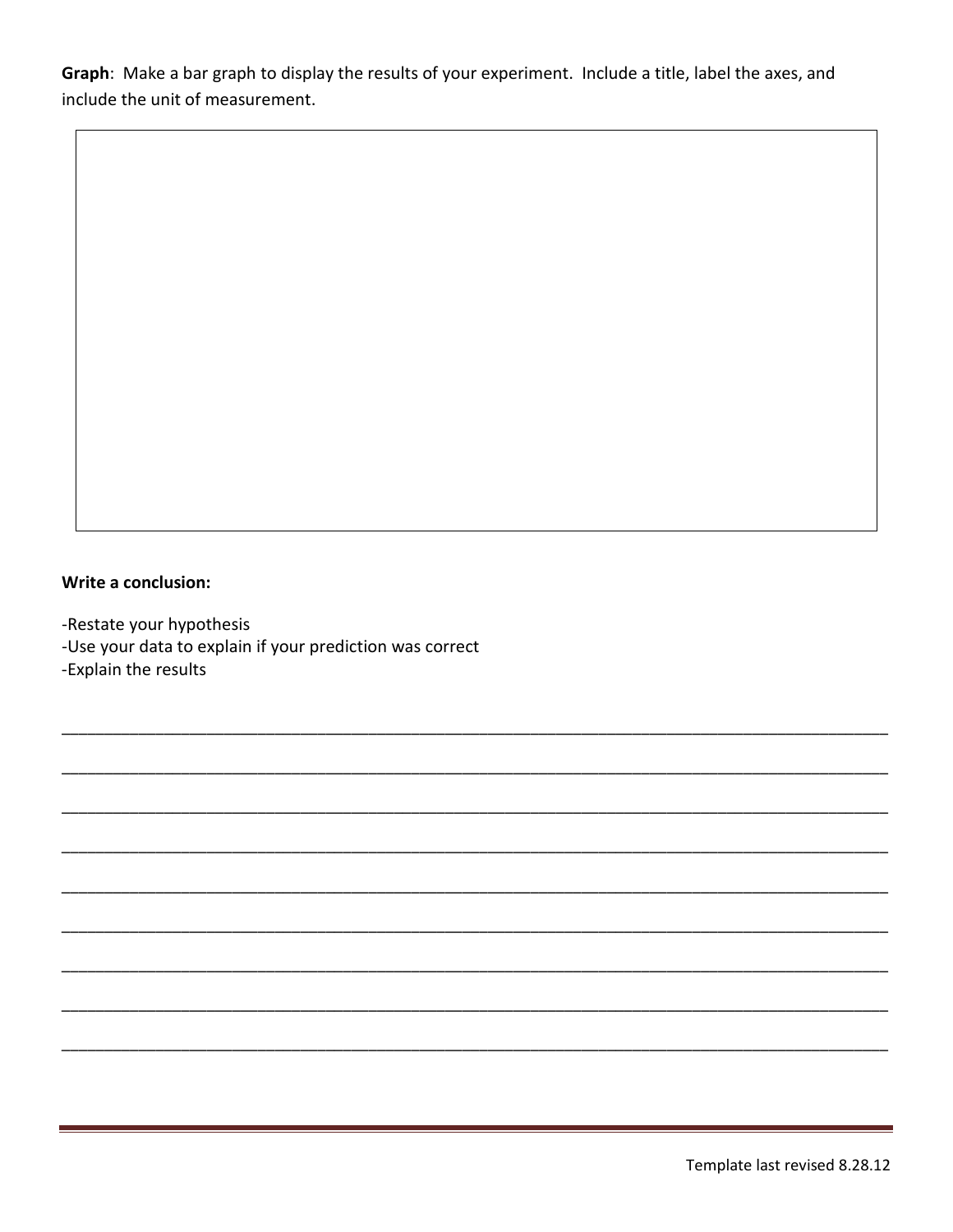**Graph**: Make a bar graph to display the results of your experiment. Include a title, label the axes, and include the unit of measurement.

**Write a conclusion:**

-Restate your hypothesis
-Use your data to explain if your prediction was correct
-Explain the results

_______________________________________________________________________________

_______________________________________________________________________________

_______________________________________________________________________________

_______________________________________________________________________________

_______________________________________________________________________________

_______________________________________________________________________________

_______________________________________________________________________________

_______________________________________________________________________________

_______________________________________________________________________________

Template last revised 8.28.12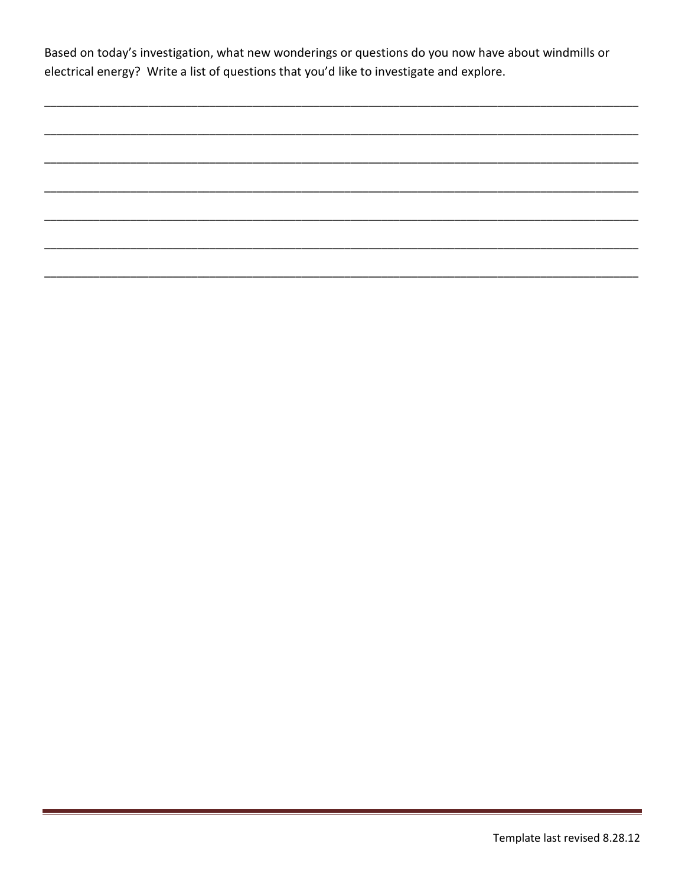Based on today's investigation, what new wonderings or questions do you now have about windmills or electrical energy? Write a list of questions that you'd like to investigate and explore.

_______________________________________________________________________________________

_______________________________________________________________________________________

_______________________________________________________________________________________

_______________________________________________________________________________________

_______________________________________________________________________________________

_______________________________________________________________________________________

_______________________________________________________________________________________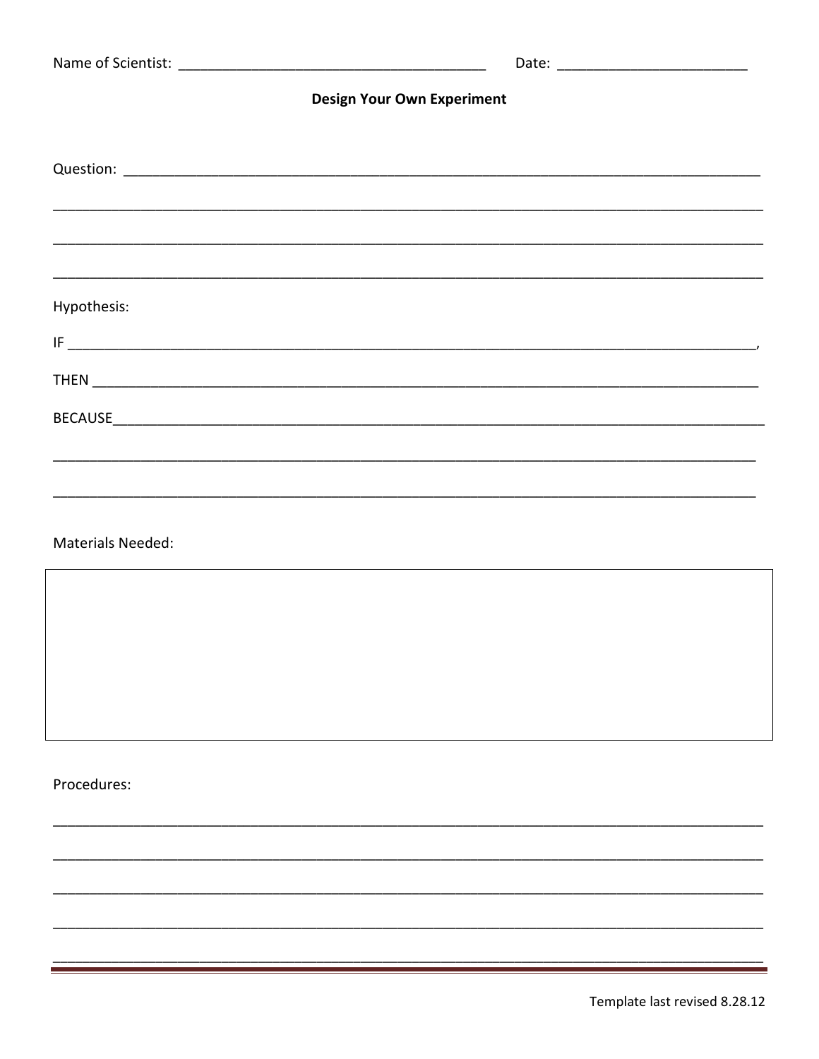Name of Scientist: ________________________________________ Date: _________________________

**Design Your Own Experiment**

Question: ___________________________________________________________________________________

_____________________________________________________________________________________________

_____________________________________________________________________________________________

_____________________________________________________________________________________________

Hypothesis:

IF _________________________________________________________________________________________,

THEN _______________________________________________________________________________________

BECAUSE_____________________________________________________________________________________

_____________________________________________________________________________________________

_____________________________________________________________________________________________

Materials Needed:

| |
|---|
| |

Procedures:

_____________________________________________________________________________________________

_____________________________________________________________________________________________

_____________________________________________________________________________________________

_____________________________________________________________________________________________

_____________________________________________________________________________________________

Template last revised 8.28.12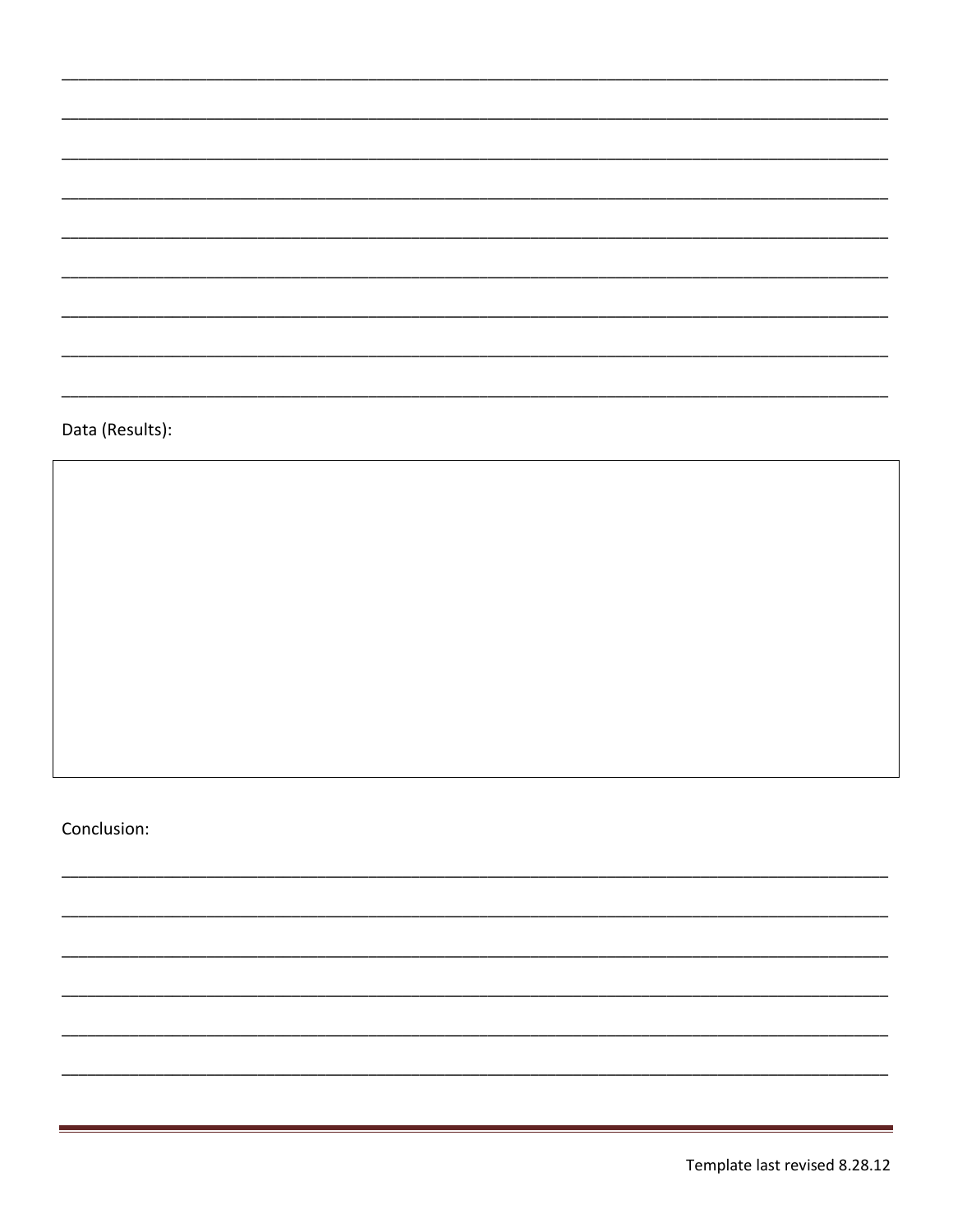\_\_\_\_\_\_\_\_\_\_\_\_\_\_\_\_\_\_\_\_\_\_\_\_\_\_\_\_\_\_\_\_\_\_\_\_\_\_\_\_\_\_\_\_\_\_\_\_\_\_\_\_\_\_\_\_\_\_\_\_\_\_\_\_\_\_\_\_\_\_\_\_\_\_\_\_\_\_

\_\_\_\_\_\_\_\_\_\_\_\_\_\_\_\_\_\_\_\_\_\_\_\_\_\_\_\_\_\_\_\_\_\_\_\_\_\_\_\_\_\_\_\_\_\_\_\_\_\_\_\_\_\_\_\_\_\_\_\_\_\_\_\_\_\_\_\_\_\_\_\_\_\_\_\_\_\_

\_\_\_\_\_\_\_\_\_\_\_\_\_\_\_\_\_\_\_\_\_\_\_\_\_\_\_\_\_\_\_\_\_\_\_\_\_\_\_\_\_\_\_\_\_\_\_\_\_\_\_\_\_\_\_\_\_\_\_\_\_\_\_\_\_\_\_\_\_\_\_\_\_\_\_\_\_\_

\_\_\_\_\_\_\_\_\_\_\_\_\_\_\_\_\_\_\_\_\_\_\_\_\_\_\_\_\_\_\_\_\_\_\_\_\_\_\_\_\_\_\_\_\_\_\_\_\_\_\_\_\_\_\_\_\_\_\_\_\_\_\_\_\_\_\_\_\_\_\_\_\_\_\_\_\_\_

\_\_\_\_\_\_\_\_\_\_\_\_\_\_\_\_\_\_\_\_\_\_\_\_\_\_\_\_\_\_\_\_\_\_\_\_\_\_\_\_\_\_\_\_\_\_\_\_\_\_\_\_\_\_\_\_\_\_\_\_\_\_\_\_\_\_\_\_\_\_\_\_\_\_\_\_\_\_

\_\_\_\_\_\_\_\_\_\_\_\_\_\_\_\_\_\_\_\_\_\_\_\_\_\_\_\_\_\_\_\_\_\_\_\_\_\_\_\_\_\_\_\_\_\_\_\_\_\_\_\_\_\_\_\_\_\_\_\_\_\_\_\_\_\_\_\_\_\_\_\_\_\_\_\_\_\_

\_\_\_\_\_\_\_\_\_\_\_\_\_\_\_\_\_\_\_\_\_\_\_\_\_\_\_\_\_\_\_\_\_\_\_\_\_\_\_\_\_\_\_\_\_\_\_\_\_\_\_\_\_\_\_\_\_\_\_\_\_\_\_\_\_\_\_\_\_\_\_\_\_\_\_\_\_\_

\_\_\_\_\_\_\_\_\_\_\_\_\_\_\_\_\_\_\_\_\_\_\_\_\_\_\_\_\_\_\_\_\_\_\_\_\_\_\_\_\_\_\_\_\_\_\_\_\_\_\_\_\_\_\_\_\_\_\_\_\_\_\_\_\_\_\_\_\_\_\_\_\_\_\_\_\_\_

\_\_\_\_\_\_\_\_\_\_\_\_\_\_\_\_\_\_\_\_\_\_\_\_\_\_\_\_\_\_\_\_\_\_\_\_\_\_\_\_\_\_\_\_\_\_\_\_\_\_\_\_\_\_\_\_\_\_\_\_\_\_\_\_\_\_\_\_\_\_\_\_\_\_\_\_\_\_

Data (Results):

|   |
|---|
|   |

Conclusion:

\_\_\_\_\_\_\_\_\_\_\_\_\_\_\_\_\_\_\_\_\_\_\_\_\_\_\_\_\_\_\_\_\_\_\_\_\_\_\_\_\_\_\_\_\_\_\_\_\_\_\_\_\_\_\_\_\_\_\_\_\_\_\_\_\_\_\_\_\_\_\_\_\_\_\_\_\_\_

\_\_\_\_\_\_\_\_\_\_\_\_\_\_\_\_\_\_\_\_\_\_\_\_\_\_\_\_\_\_\_\_\_\_\_\_\_\_\_\_\_\_\_\_\_\_\_\_\_\_\_\_\_\_\_\_\_\_\_\_\_\_\_\_\_\_\_\_\_\_\_\_\_\_\_\_\_\_

\_\_\_\_\_\_\_\_\_\_\_\_\_\_\_\_\_\_\_\_\_\_\_\_\_\_\_\_\_\_\_\_\_\_\_\_\_\_\_\_\_\_\_\_\_\_\_\_\_\_\_\_\_\_\_\_\_\_\_\_\_\_\_\_\_\_\_\_\_\_\_\_\_\_\_\_\_\_

\_\_\_\_\_\_\_\_\_\_\_\_\_\_\_\_\_\_\_\_\_\_\_\_\_\_\_\_\_\_\_\_\_\_\_\_\_\_\_\_\_\_\_\_\_\_\_\_\_\_\_\_\_\_\_\_\_\_\_\_\_\_\_\_\_\_\_\_\_\_\_\_\_\_\_\_\_\_

\_\_\_\_\_\_\_\_\_\_\_\_\_\_\_\_\_\_\_\_\_\_\_\_\_\_\_\_\_\_\_\_\_\_\_\_\_\_\_\_\_\_\_\_\_\_\_\_\_\_\_\_\_\_\_\_\_\_\_\_\_\_\_\_\_\_\_\_\_\_\_\_\_\_\_\_\_\_

\_\_\_\_\_\_\_\_\_\_\_\_\_\_\_\_\_\_\_\_\_\_\_\_\_\_\_\_\_\_\_\_\_\_\_\_\_\_\_\_\_\_\_\_\_\_\_\_\_\_\_\_\_\_\_\_\_\_\_\_\_\_\_\_\_\_\_\_\_\_\_\_\_\_\_\_\_\_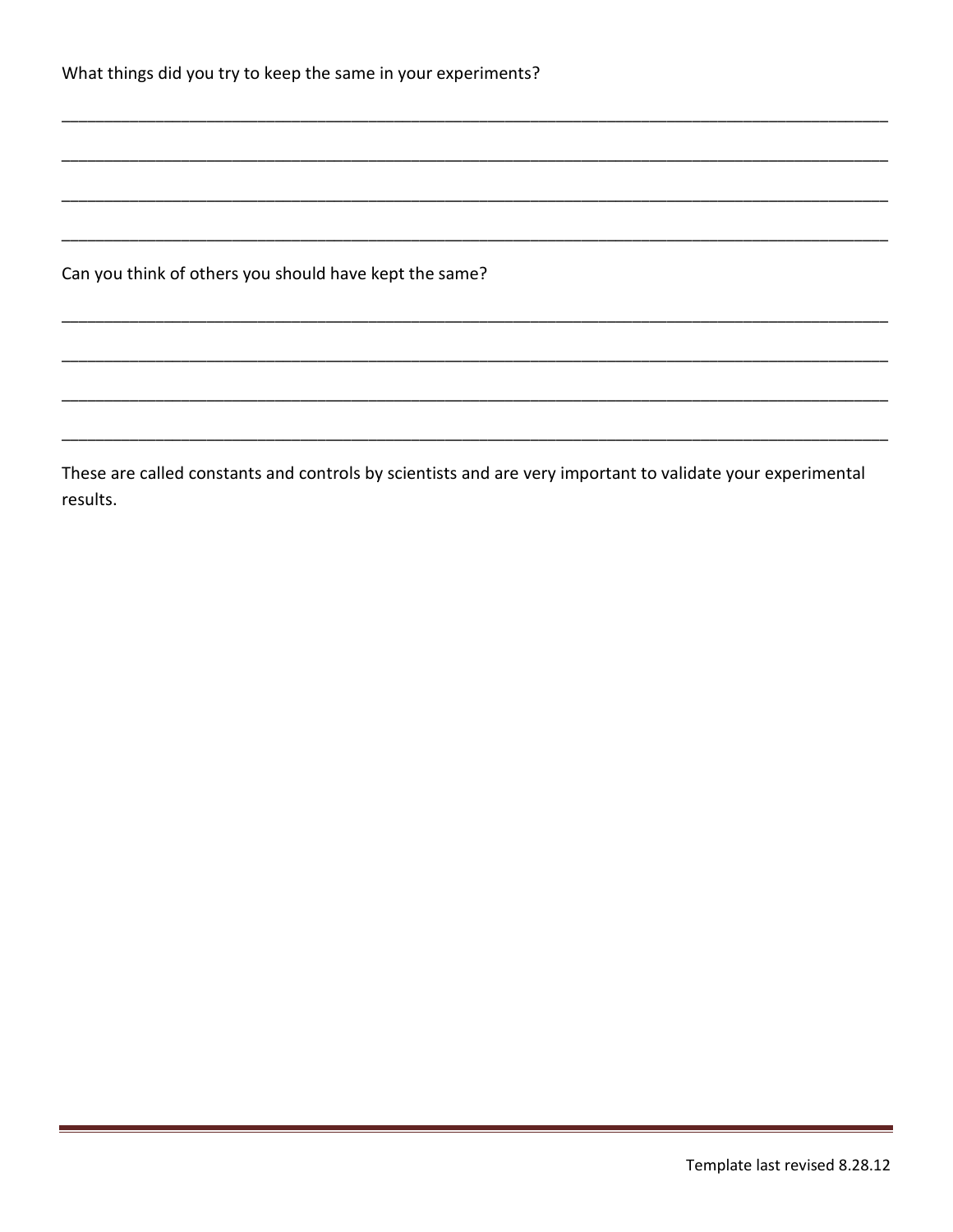What things did you try to keep the same in your experiments?

______________________________________________________________________________________________

______________________________________________________________________________________________

______________________________________________________________________________________________

______________________________________________________________________________________________

Can you think of others you should have kept the same?

______________________________________________________________________________________________

______________________________________________________________________________________________

______________________________________________________________________________________________

______________________________________________________________________________________________

These are called constants and controls by scientists and are very important to validate your experimental results.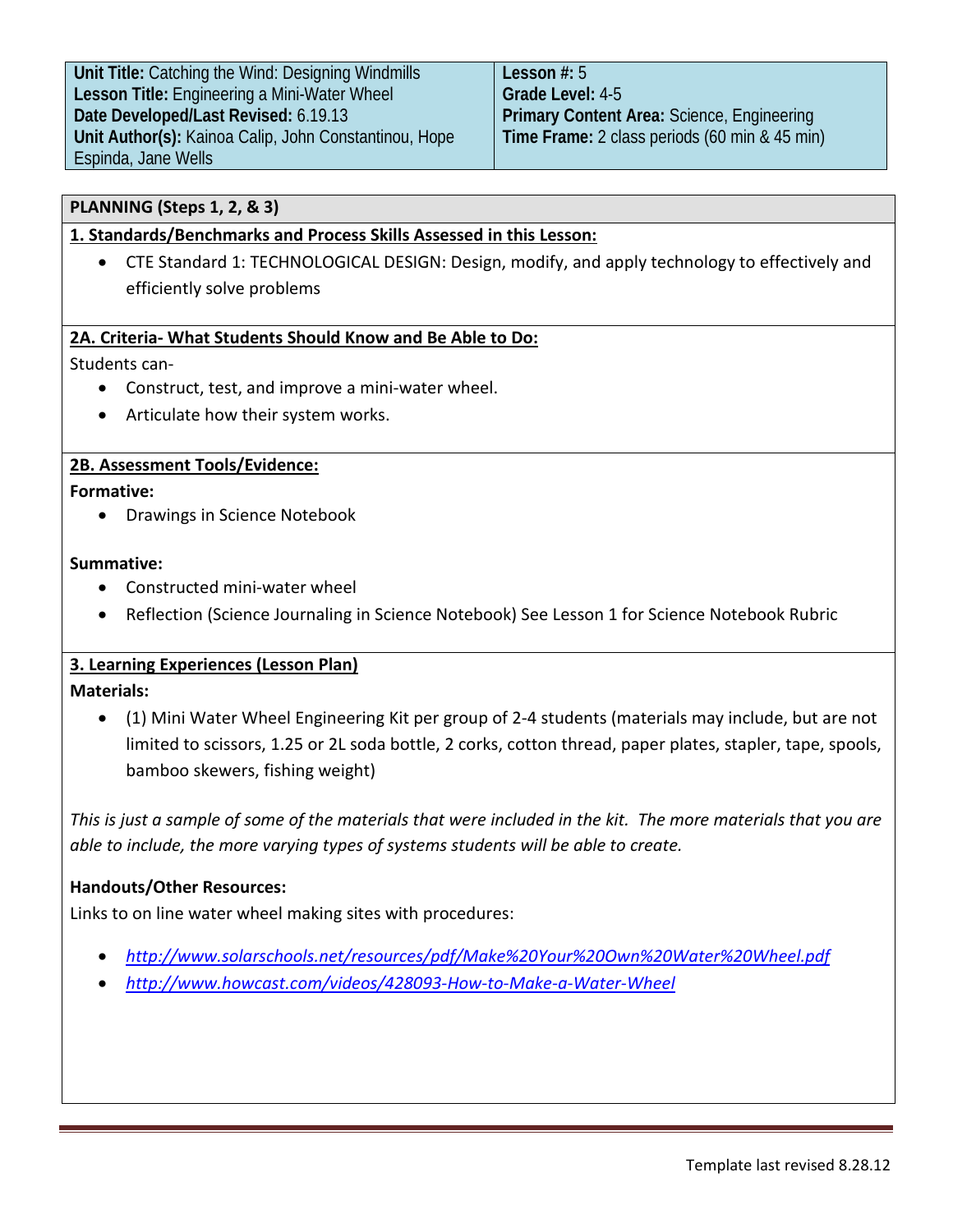| **Unit Title:** Catching the Wind: Designing Windmills<br>**Lesson Title:** Engineering a Mini-Water Wheel<br>**Date Developed/Last Revised:** 6.19.13<br>**Unit Author(s):** Kainoa Calip, John Constantinou, Hope Espinda, Jane Wells | **Lesson #:** 5<br>**Grade Level:** 4-5<br>**Primary Content Area:** Science, Engineering<br>**Time Frame:** 2 class periods (60 min & 45 min) |
|---|---|

## PLANNING (Steps 1, 2, & 3)

### 1. Standards/Benchmarks and Process Skills Assessed in this Lesson:

- CTE Standard 1: TECHNOLOGICAL DESIGN: Design, modify, and apply technology to effectively and efficiently solve problems

### 2A. Criteria- What Students Should Know and Be Able to Do:

Students can-

- Construct, test, and improve a mini-water wheel.
- Articulate how their system works.

### 2B. Assessment Tools/Evidence:

**Formative:**

- Drawings in Science Notebook

**Summative:**

- Constructed mini-water wheel
- Reflection (Science Journaling in Science Notebook) See Lesson 1 for Science Notebook Rubric

### 3. Learning Experiences (Lesson Plan)

**Materials:**

- (1) Mini Water Wheel Engineering Kit per group of 2-4 students (materials may include, but are not limited to scissors, 1.25 or 2L soda bottle, 2 corks, cotton thread, paper plates, stapler, tape, spools, bamboo skewers, fishing weight)

*This is just a sample of some of the materials that were included in the kit. The more materials that you are able to include, the more varying types of systems students will be able to create.*

**Handouts/Other Resources:**

Links to on line water wheel making sites with procedures:

- *http://www.solarschools.net/resources/pdf/Make%20Your%20Own%20Water%20Wheel.pdf*
- *http://www.howcast.com/videos/428093-How-to-Make-a-Water-Wheel*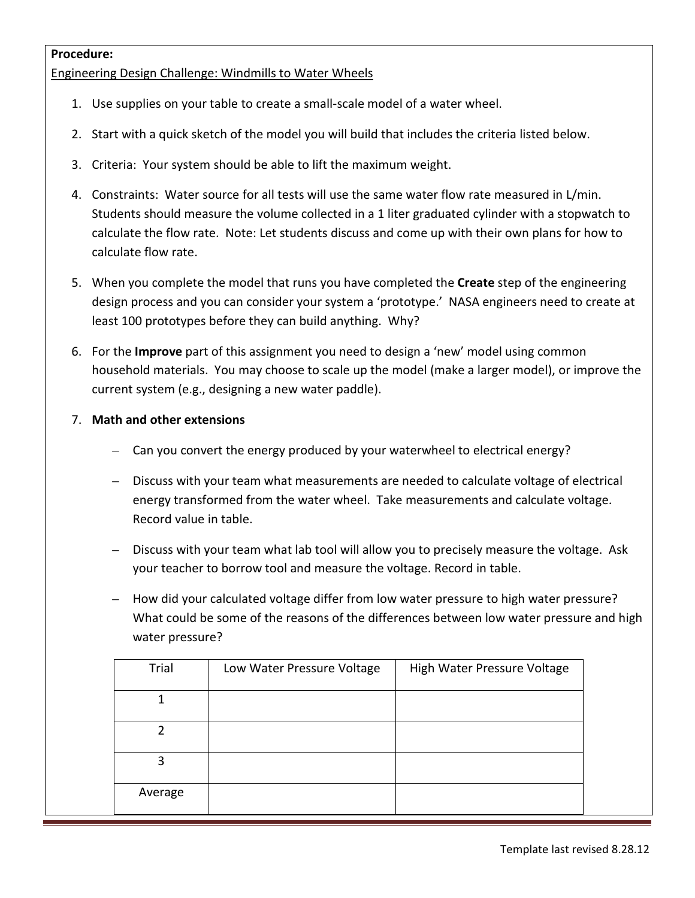**Procedure:**

Engineering Design Challenge: Windmills to Water Wheels

1. Use supplies on your table to create a small-scale model of a water wheel.
2. Start with a quick sketch of the model you will build that includes the criteria listed below.
3. Criteria: Your system should be able to lift the maximum weight.
4. Constraints: Water source for all tests will use the same water flow rate measured in L/min. Students should measure the volume collected in a 1 liter graduated cylinder with a stopwatch to calculate the flow rate. Note: Let students discuss and come up with their own plans for how to calculate flow rate.
5. When you complete the model that runs you have completed the **Create** step of the engineering design process and you can consider your system a 'prototype.' NASA engineers need to create at least 100 prototypes before they can build anything. Why?
6. For the **Improve** part of this assignment you need to design a 'new' model using common household materials. You may choose to scale up the model (make a larger model), or improve the current system (e.g., designing a new water paddle).
7. **Math and other extensions**
   - Can you convert the energy produced by your waterwheel to electrical energy?
   - Discuss with your team what measurements are needed to calculate voltage of electrical energy transformed from the water wheel. Take measurements and calculate voltage. Record value in table.
   - Discuss with your team what lab tool will allow you to precisely measure the voltage. Ask your teacher to borrow tool and measure the voltage. Record in table.
   - How did your calculated voltage differ from low water pressure to high water pressure? What could be some of the reasons of the differences between low water pressure and high water pressure?

| Trial | Low Water Pressure Voltage | High Water Pressure Voltage |
|---|---|---|
| 1 | | |
| 2 | | |
| 3 | | |
| Average | | |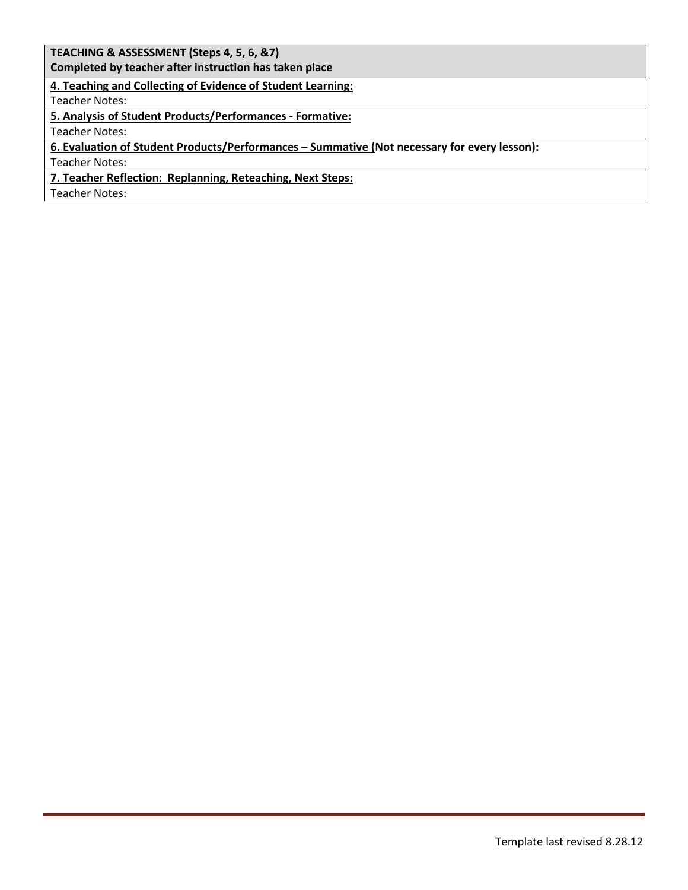**TEACHING & ASSESSMENT (Steps 4, 5, 6, &7)**
**Completed by teacher after instruction has taken place**

**4. Teaching and Collecting of Evidence of Student Learning:**

Teacher Notes:

**5. Analysis of Student Products/Performances - Formative:**

Teacher Notes:

**6. Evaluation of Student Products/Performances – Summative (Not necessary for every lesson):**

Teacher Notes:

**7. Teacher Reflection: Replanning, Reteaching, Next Steps:**

Teacher Notes:

Template last revised 8.28.12